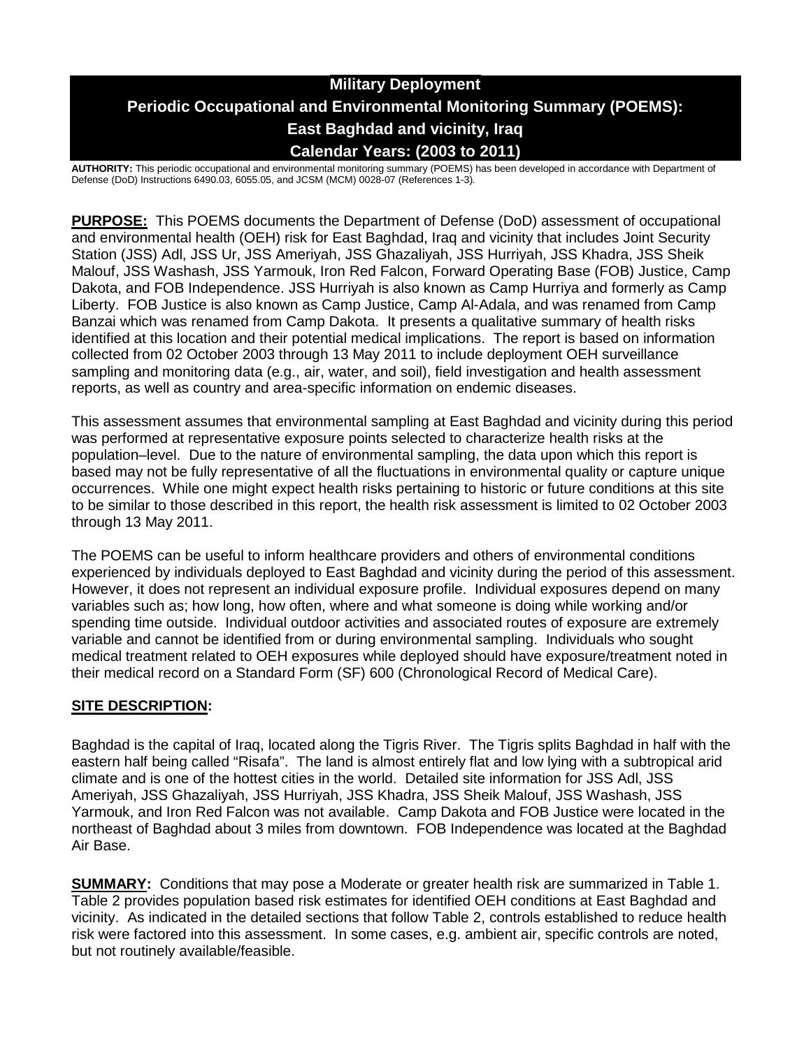# Military Deployment
# Periodic Occupational and Environmental Monitoring Summary (POEMS): East Baghdad and vicinity, Iraq
# Calendar Years: (2003 to 2011)

**AUTHORITY:** This periodic occupational and environmental monitoring summary (POEMS) has been developed in accordance with Department of Defense (DoD) Instructions 6490.03, 6055.05, and JCSM (MCM) 0028-07 (References 1-3).

**PURPOSE:** This POEMS documents the Department of Defense (DoD) assessment of occupational and environmental health (OEH) risk for East Baghdad, Iraq and vicinity that includes Joint Security Station (JSS) Adl, JSS Ur, JSS Ameriyah, JSS Ghazaliyah, JSS Hurriyah, JSS Khadra, JSS Sheik Malouf, JSS Washash, JSS Yarmouk, Iron Red Falcon, Forward Operating Base (FOB) Justice, Camp Dakota, and FOB Independence. JSS Hurriyah is also known as Camp Hurriya and formerly as Camp Liberty. FOB Justice is also known as Camp Justice, Camp Al-Adala, and was renamed from Camp Banzai which was renamed from Camp Dakota. It presents a qualitative summary of health risks identified at this location and their potential medical implications. The report is based on information collected from 02 October 2003 through 13 May 2011 to include deployment OEH surveillance sampling and monitoring data (e.g., air, water, and soil), field investigation and health assessment reports, as well as country and area-specific information on endemic diseases.

This assessment assumes that environmental sampling at East Baghdad and vicinity during this period was performed at representative exposure points selected to characterize health risks at the population–level. Due to the nature of environmental sampling, the data upon which this report is based may not be fully representative of all the fluctuations in environmental quality or capture unique occurrences. While one might expect health risks pertaining to historic or future conditions at this site to be similar to those described in this report, the health risk assessment is limited to 02 October 2003 through 13 May 2011.

The POEMS can be useful to inform healthcare providers and others of environmental conditions experienced by individuals deployed to East Baghdad and vicinity during the period of this assessment. However, it does not represent an individual exposure profile. Individual exposures depend on many variables such as; how long, how often, where and what someone is doing while working and/or spending time outside. Individual outdoor activities and associated routes of exposure are extremely variable and cannot be identified from or during environmental sampling. Individuals who sought medical treatment related to OEH exposures while deployed should have exposure/treatment noted in their medical record on a Standard Form (SF) 600 (Chronological Record of Medical Care).

## SITE DESCRIPTION:

Baghdad is the capital of Iraq, located along the Tigris River. The Tigris splits Baghdad in half with the eastern half being called "Risafa". The land is almost entirely flat and low lying with a subtropical arid climate and is one of the hottest cities in the world. Detailed site information for JSS Adl, JSS Ameriyah, JSS Ghazaliyah, JSS Hurriyah, JSS Khadra, JSS Sheik Malouf, JSS Washash, JSS Yarmouk, and Iron Red Falcon was not available. Camp Dakota and FOB Justice were located in the northeast of Baghdad about 3 miles from downtown. FOB Independence was located at the Baghdad Air Base.

**SUMMARY:** Conditions that may pose a Moderate or greater health risk are summarized in Table 1. Table 2 provides population based risk estimates for identified OEH conditions at East Baghdad and vicinity. As indicated in the detailed sections that follow Table 2, controls established to reduce health risk were factored into this assessment. In some cases, e.g. ambient air, specific controls are noted, but not routinely available/feasible.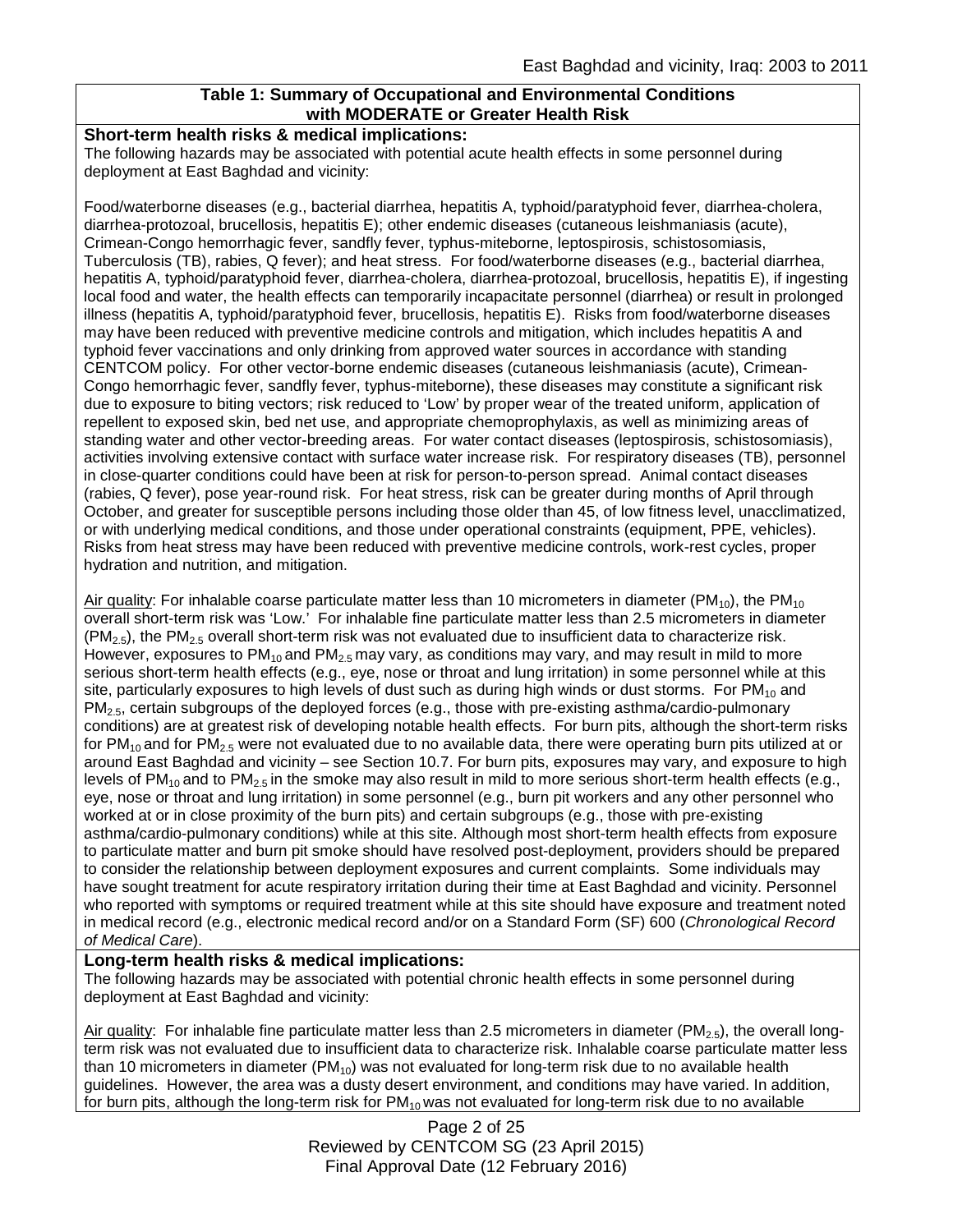**Table 1: Summary of Occupational and Environmental Conditions with MODERATE or Greater Health Risk**

**Short-term health risks & medical implications:**

The following hazards may be associated with potential acute health effects in some personnel during deployment at East Baghdad and vicinity:

Food/waterborne diseases (e.g., bacterial diarrhea, hepatitis A, typhoid/paratyphoid fever, diarrhea-cholera, diarrhea-protozoal, brucellosis, hepatitis E); other endemic diseases (cutaneous leishmaniasis (acute), Crimean-Congo hemorrhagic fever, sandfly fever, typhus-miteborne, leptospirosis, schistosomiasis, Tuberculosis (TB), rabies, Q fever); and heat stress. For food/waterborne diseases (e.g., bacterial diarrhea, hepatitis A, typhoid/paratyphoid fever, diarrhea-cholera, diarrhea-protozoal, brucellosis, hepatitis E), if ingesting local food and water, the health effects can temporarily incapacitate personnel (diarrhea) or result in prolonged illness (hepatitis A, typhoid/paratyphoid fever, brucellosis, hepatitis E). Risks from food/waterborne diseases may have been reduced with preventive medicine controls and mitigation, which includes hepatitis A and typhoid fever vaccinations and only drinking from approved water sources in accordance with standing CENTCOM policy. For other vector-borne endemic diseases (cutaneous leishmaniasis (acute), Crimean-Congo hemorrhagic fever, sandfly fever, typhus-miteborne), these diseases may constitute a significant risk due to exposure to biting vectors; risk reduced to 'Low' by proper wear of the treated uniform, application of repellent to exposed skin, bed net use, and appropriate chemoprophylaxis, as well as minimizing areas of standing water and other vector-breeding areas. For water contact diseases (leptospirosis, schistosomiasis), activities involving extensive contact with surface water increase risk. For respiratory diseases (TB), personnel in close-quarter conditions could have been at risk for person-to-person spread. Animal contact diseases (rabies, Q fever), pose year-round risk. For heat stress, risk can be greater during months of April through October, and greater for susceptible persons including those older than 45, of low fitness level, unacclimatized, or with underlying medical conditions, and those under operational constraints (equipment, PPE, vehicles). Risks from heat stress may have been reduced with preventive medicine controls, work-rest cycles, proper hydration and nutrition, and mitigation.

Air quality: For inhalable coarse particulate matter less than 10 micrometers in diameter ($PM_{10}$), the $PM_{10}$ overall short-term risk was 'Low.' For inhalable fine particulate matter less than 2.5 micrometers in diameter ($PM_{2.5}$), the $PM_{2.5}$ overall short-term risk was not evaluated due to insufficient data to characterize risk. However, exposures to $PM_{10}$ and $PM_{2.5}$ may vary, as conditions may vary, and may result in mild to more serious short-term health effects (e.g., eye, nose or throat and lung irritation) in some personnel while at this site, particularly exposures to high levels of dust such as during high winds or dust storms. For $PM_{10}$ and $PM_{2.5}$, certain subgroups of the deployed forces (e.g., those with pre-existing asthma/cardio-pulmonary conditions) are at greatest risk of developing notable health effects. For burn pits, although the short-term risks for $PM_{10}$ and for $PM_{2.5}$ were not evaluated due to no available data, there were operating burn pits utilized at or around East Baghdad and vicinity – see Section 10.7. For burn pits, exposures may vary, and exposure to high levels of $PM_{10}$ and to $PM_{2.5}$ in the smoke may also result in mild to more serious short-term health effects (e.g., eye, nose or throat and lung irritation) in some personnel (e.g., burn pit workers and any other personnel who worked at or in close proximity of the burn pits) and certain subgroups (e.g., those with pre-existing asthma/cardio-pulmonary conditions) while at this site. Although most short-term health effects from exposure to particulate matter and burn pit smoke should have resolved post-deployment, providers should be prepared to consider the relationship between deployment exposures and current complaints. Some individuals may have sought treatment for acute respiratory irritation during their time at East Baghdad and vicinity. Personnel who reported with symptoms or required treatment while at this site should have exposure and treatment noted in medical record (e.g., electronic medical record and/or on a Standard Form (SF) 600 (*Chronological Record of Medical Care*).

**Long-term health risks & medical implications:**

The following hazards may be associated with potential chronic health effects in some personnel during deployment at East Baghdad and vicinity:

Air quality: For inhalable fine particulate matter less than 2.5 micrometers in diameter ($PM_{2.5}$), the overall long-term risk was not evaluated due to insufficient data to characterize risk. Inhalable coarse particulate matter less than 10 micrometers in diameter ($PM_{10}$) was not evaluated for long-term risk due to no available health guidelines. However, the area was a dusty desert environment, and conditions may have varied. In addition, for burn pits, although the long-term risk for $PM_{10}$ was not evaluated for long-term risk due to no available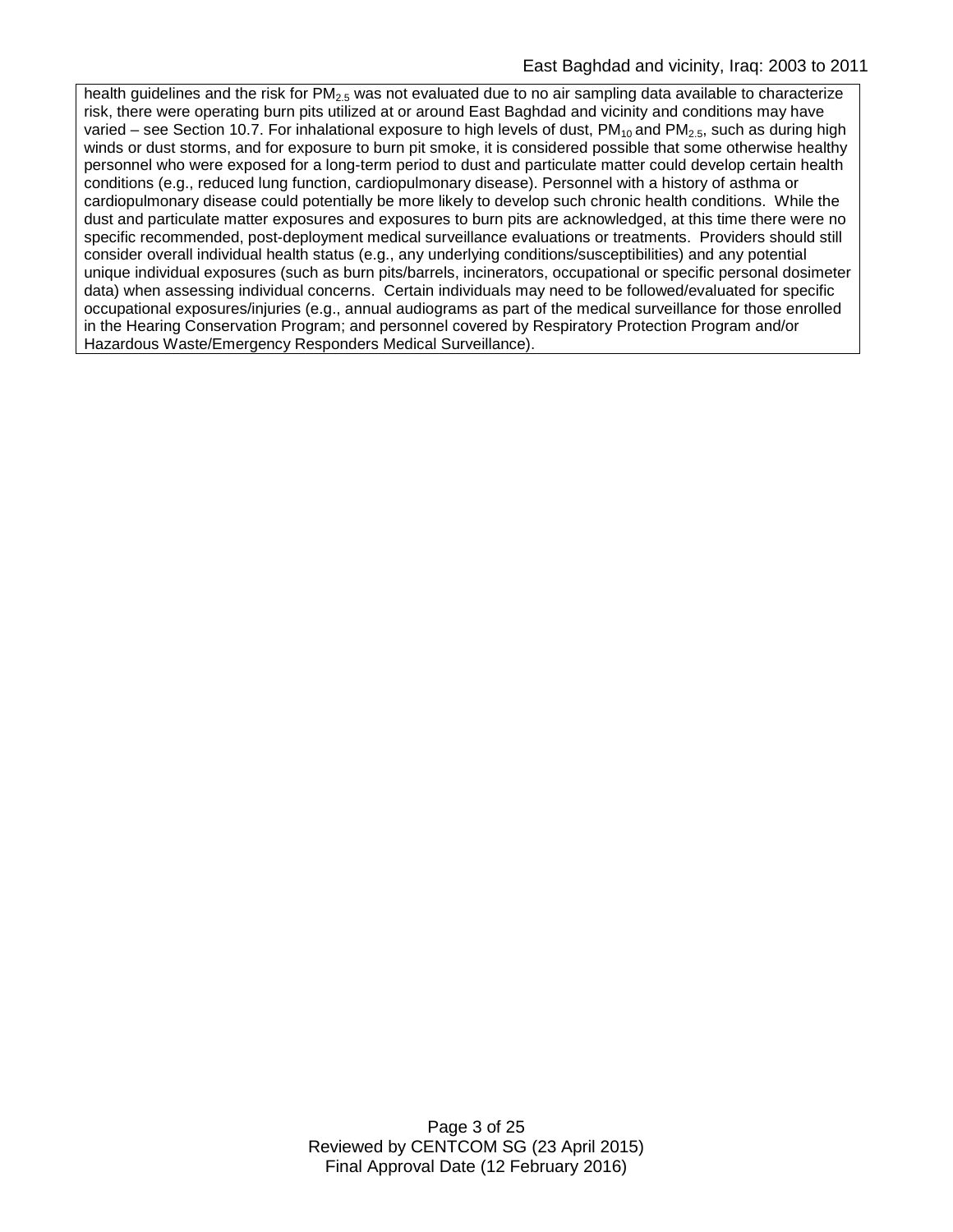health guidelines and the risk for $PM_{2.5}$ was not evaluated due to no air sampling data available to characterize risk, there were operating burn pits utilized at or around East Baghdad and vicinity and conditions may have varied – see Section 10.7. For inhalational exposure to high levels of dust, $PM_{10}$ and $PM_{2.5}$, such as during high winds or dust storms, and for exposure to burn pit smoke, it is considered possible that some otherwise healthy personnel who were exposed for a long-term period to dust and particulate matter could develop certain health conditions (e.g., reduced lung function, cardiopulmonary disease). Personnel with a history of asthma or cardiopulmonary disease could potentially be more likely to develop such chronic health conditions. While the dust and particulate matter exposures and exposures to burn pits are acknowledged, at this time there were no specific recommended, post-deployment medical surveillance evaluations or treatments. Providers should still consider overall individual health status (e.g., any underlying conditions/susceptibilities) and any potential unique individual exposures (such as burn pits/barrels, incinerators, occupational or specific personal dosimeter data) when assessing individual concerns. Certain individuals may need to be followed/evaluated for specific occupational exposures/injuries (e.g., annual audiograms as part of the medical surveillance for those enrolled in the Hearing Conservation Program; and personnel covered by Respiratory Protection Program and/or Hazardous Waste/Emergency Responders Medical Surveillance).

Reviewed by CENTCOM SG (23 April 2015)
Final Approval Date (12 February 2016)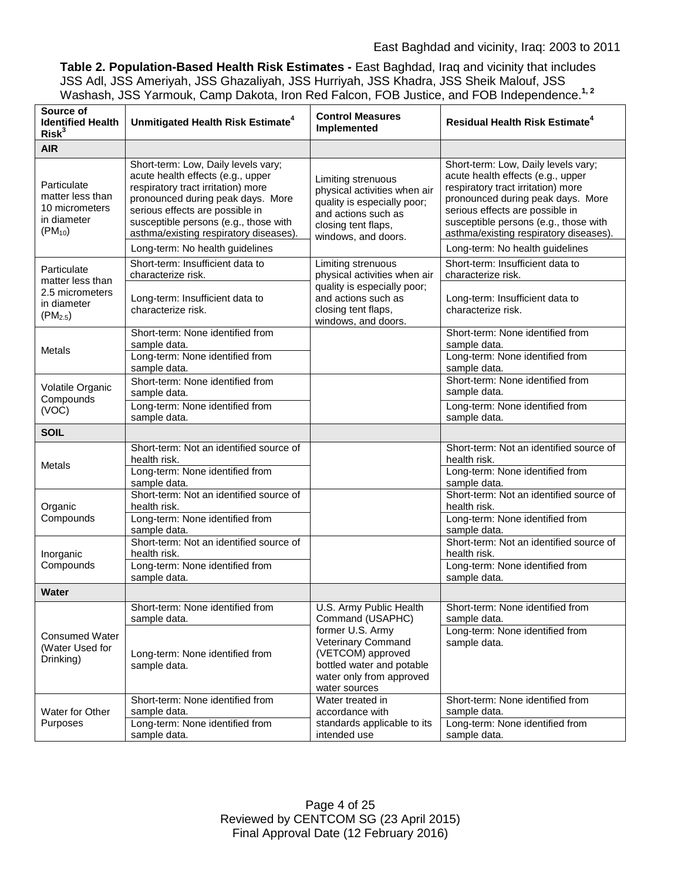**Table 2. Population-Based Health Risk Estimates -** East Baghdad, Iraq and vicinity that includes JSS Adl, JSS Ameriyah, JSS Ghazaliyah, JSS Hurriyah, JSS Khadra, JSS Sheik Malouf, JSS Washash, JSS Yarmouk, Camp Dakota, Iron Red Falcon, FOB Justice, and FOB Independence.[1, 2]

| Source of Identified Health Risk[3] | Unmitigated Health Risk Estimate[4] | Control Measures Implemented | Residual Health Risk Estimate[4] |
|---|---|---|---|
| **AIR** | | | |
| Particulate matter less than 10 micrometers in diameter ($PM_{10}$) | Short-term: Low, Daily levels vary; acute health effects (e.g., upper respiratory tract irritation) more pronounced during peak days. More serious effects are possible in susceptible persons (e.g., those with asthma/existing respiratory diseases). | Limiting strenuous physical activities when air quality is especially poor; and actions such as closing tent flaps, windows, and doors. | Short-term: Low, Daily levels vary; acute health effects (e.g., upper respiratory tract irritation) more pronounced during peak days. More serious effects are possible in susceptible persons (e.g., those with asthma/existing respiratory diseases). |
| | Long-term: No health guidelines | | Long-term: No health guidelines |
| Particulate matter less than 2.5 micrometers in diameter ($PM_{2.5}$) | Short-term: Insufficient data to characterize risk. | Limiting strenuous physical activities when air quality is especially poor; and actions such as closing tent flaps, windows, and doors. | Short-term: Insufficient data to characterize risk. |
| | Long-term: Insufficient data to characterize risk. | | Long-term: Insufficient data to characterize risk. |
| Metals | Short-term: None identified from sample data. | | Short-term: None identified from sample data. |
| | Long-term: None identified from sample data. | | Long-term: None identified from sample data. |
| Volatile Organic Compounds (VOC) | Short-term: None identified from sample data. | | Short-term: None identified from sample data. |
| | Long-term: None identified from sample data. | | Long-term: None identified from sample data. |
| **SOIL** | | | |
| Metals | Short-term: Not an identified source of health risk. | | Short-term: Not an identified source of health risk. |
| | Long-term: None identified from sample data. | | Long-term: None identified from sample data. |
| Organic Compounds | Short-term: Not an identified source of health risk. | | Short-term: Not an identified source of health risk. |
| | Long-term: None identified from sample data. | | Long-term: None identified from sample data. |
| Inorganic Compounds | Short-term: Not an identified source of health risk. | | Short-term: Not an identified source of health risk. |
| | Long-term: None identified from sample data. | | Long-term: None identified from sample data. |
| **Water** | | | |
| Consumed Water (Water Used for Drinking) | Short-term: None identified from sample data. | U.S. Army Public Health Command (USAPHC) former U.S. Army Veterinary Command (VETCOM) approved bottled water and potable water only from approved water sources | Short-term: None identified from sample data. |
| | Long-term: None identified from sample data. | | Long-term: None identified from sample data. |
| Water for Other Purposes | Short-term: None identified from sample data. | Water treated in accordance with standards applicable to its intended use | Short-term: None identified from sample data. |
| | Long-term: None identified from sample data. | | Long-term: None identified from sample data. |

Reviewed by CENTCOM SG (23 April 2015)
Final Approval Date (12 February 2016)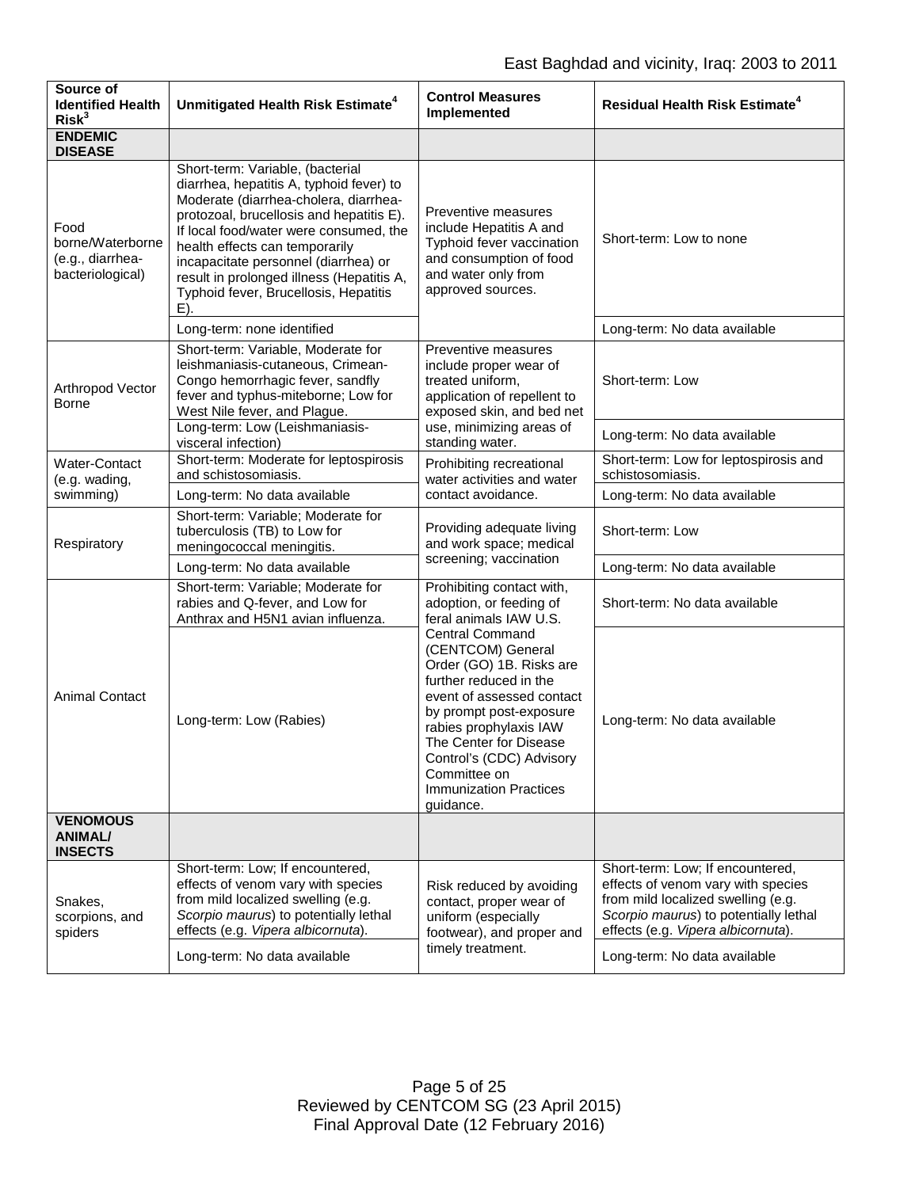| Source of Identified Health Risk[3] | Unmitigated Health Risk Estimate[4] | Control Measures Implemented | Residual Health Risk Estimate[4] |
|---|---|---|---|
| **ENDEMIC DISEASE** | | | |
| Food borne/Waterborne (e.g., diarrhea-bacteriological) | Short-term: Variable, (bacterial diarrhea, hepatitis A, typhoid fever) to Moderate (diarrhea-cholera, diarrhea-protozoal, brucellosis and hepatitis E). If local food/water were consumed, the health effects can temporarily incapacitate personnel (diarrhea) or result in prolonged illness (Hepatitis A, Typhoid fever, Brucellosis, Hepatitis E). | Preventive measures include Hepatitis A and Typhoid fever vaccination and consumption of food and water only from approved sources. | Short-term: Low to none |
| | Long-term: none identified | | Long-term: No data available |
| Arthropod Vector Borne | Short-term: Variable, Moderate for leishmaniasis-cutaneous, Crimean-Congo hemorrhagic fever, sandfly fever and typhus-miteborne; Low for West Nile fever, and Plague. | Preventive measures include proper wear of treated uniform, application of repellent to exposed skin, and bed net use, minimizing areas of standing water. | Short-term: Low |
| | Long-term: Low (Leishmaniasis-visceral infection) | | Long-term: No data available |
| Water-Contact (e.g. wading, swimming) | Short-term: Moderate for leptospirosis and schistosomiasis. | Prohibiting recreational water activities and water contact avoidance. | Short-term: Low for leptospirosis and schistosomiasis. |
| | Long-term: No data available | | Long-term: No data available |
| Respiratory | Short-term: Variable; Moderate for tuberculosis (TB) to Low for meningococcal meningitis. | Providing adequate living and work space; medical screening; vaccination | Short-term: Low |
| | Long-term: No data available | | Long-term: No data available |
| Animal Contact | Short-term: Variable; Moderate for rabies and Q-fever, and Low for Anthrax and H5N1 avian influenza. | Prohibiting contact with, adoption, or feeding of feral animals IAW U.S. Central Command (CENTCOM) General Order (GO) 1B. Risks are further reduced in the event of assessed contact by prompt post-exposure rabies prophylaxis IAW The Center for Disease Control's (CDC) Advisory Committee on Immunization Practices guidance. | Short-term: No data available |
| | Long-term: Low (Rabies) | | Long-term: No data available |
| **VENOMOUS ANIMAL/ INSECTS** | | | |
| Snakes, scorpions, and spiders | Short-term: Low; If encountered, effects of venom vary with species from mild localized swelling (e.g. *Scorpio maurus*) to potentially lethal effects (e.g. *Vipera albicornuta*). | Risk reduced by avoiding contact, proper wear of uniform (especially footwear), and proper and timely treatment. | Short-term: Low; If encountered, effects of venom vary with species from mild localized swelling (e.g. *Scorpio maurus*) to potentially lethal effects (e.g. *Vipera albicornuta*). |
| | Long-term: No data available | | Long-term: No data available |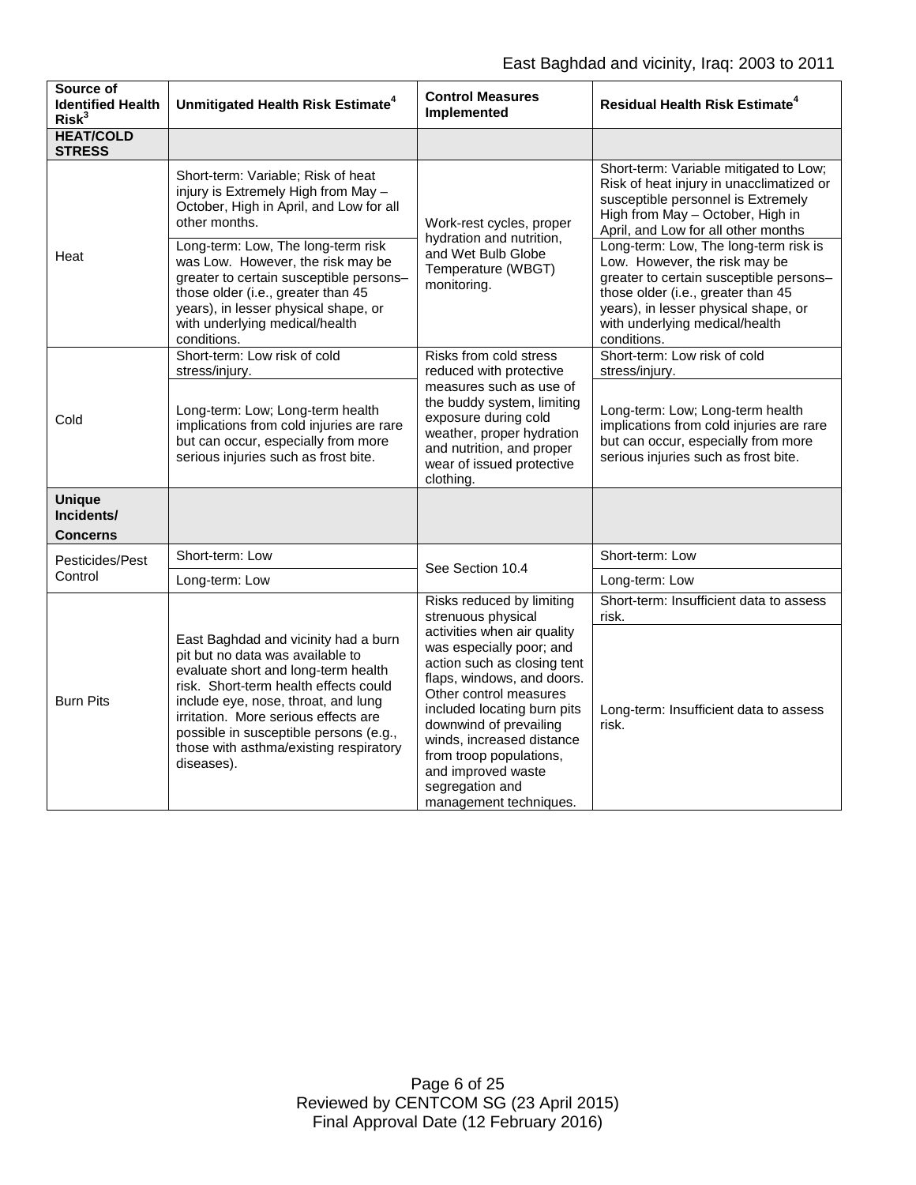| Source of Identified Health Risk[3] | Unmitigated Health Risk Estimate[4] | Control Measures Implemented | Residual Health Risk Estimate[4] |
|---|---|---|---|
| **HEAT/COLD STRESS** | | | |
| Heat | Short-term: Variable; Risk of heat injury is Extremely High from May – October, High in April, and Low for all other months. | Work-rest cycles, proper hydration and nutrition, and Wet Bulb Globe Temperature (WBGT) monitoring. | Short-term: Variable mitigated to Low; Risk of heat injury in unacclimatized or susceptible personnel is Extremely High from May – October, High in April, and Low for all other months |
| | Long-term: Low, The long-term risk was Low. However, the risk may be greater to certain susceptible persons– those older (i.e., greater than 45 years), in lesser physical shape, or with underlying medical/health conditions. | | Long-term: Low, The long-term risk is Low. However, the risk may be greater to certain susceptible persons– those older (i.e., greater than 45 years), in lesser physical shape, or with underlying medical/health conditions. |
| Cold | Short-term: Low risk of cold stress/injury. | Risks from cold stress reduced with protective measures such as use of the buddy system, limiting exposure during cold weather, proper hydration and nutrition, and proper wear of issued protective clothing. | Short-term: Low risk of cold stress/injury. |
| | Long-term: Low; Long-term health implications from cold injuries are rare but can occur, especially from more serious injuries such as frost bite. | | Long-term: Low; Long-term health implications from cold injuries are rare but can occur, especially from more serious injuries such as frost bite. |
| **Unique Incidents/ Concerns** | | | |
| Pesticides/Pest Control | Short-term: Low | See Section 10.4 | Short-term: Low |
| | Long-term: Low | | Long-term: Low |
| Burn Pits | East Baghdad and vicinity had a burn pit but no data was available to evaluate short and long-term health risk. Short-term health effects could include eye, nose, throat, and lung irritation. More serious effects are possible in susceptible persons (e.g., those with asthma/existing respiratory diseases). | Risks reduced by limiting strenuous physical activities when air quality was especially poor; and action such as closing tent flaps, windows, and doors. Other control measures included locating burn pits downwind of prevailing winds, increased distance from troop populations, and improved waste segregation and management techniques. | Short-term: Insufficient data to assess risk. |
| | | | Long-term: Insufficient data to assess risk. |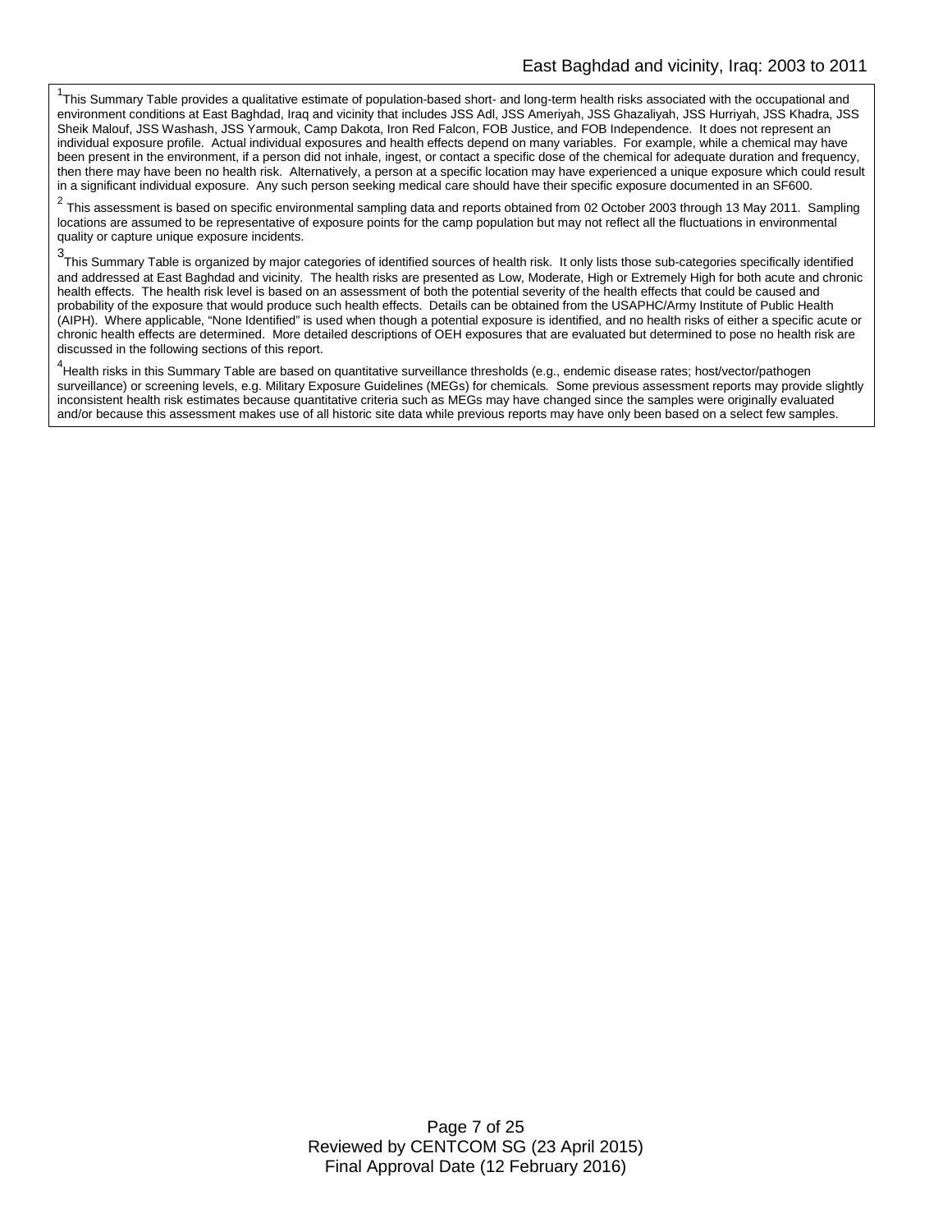[1]This Summary Table provides a qualitative estimate of population-based short- and long-term health risks associated with the occupational and environment conditions at East Baghdad, Iraq and vicinity that includes JSS Adl, JSS Ameriyah, JSS Ghazaliyah, JSS Hurriyah, JSS Khadra, JSS Sheik Malouf, JSS Washash, JSS Yarmouk, Camp Dakota, Iron Red Falcon, FOB Justice, and FOB Independence. It does not represent an individual exposure profile. Actual individual exposures and health effects depend on many variables. For example, while a chemical may have been present in the environment, if a person did not inhale, ingest, or contact a specific dose of the chemical for adequate duration and frequency, then there may have been no health risk. Alternatively, a person at a specific location may have experienced a unique exposure which could result in a significant individual exposure. Any such person seeking medical care should have their specific exposure documented in an SF600.

[2] This assessment is based on specific environmental sampling data and reports obtained from 02 October 2003 through 13 May 2011. Sampling locations are assumed to be representative of exposure points for the camp population but may not reflect all the fluctuations in environmental quality or capture unique exposure incidents.

[3]This Summary Table is organized by major categories of identified sources of health risk. It only lists those sub-categories specifically identified and addressed at East Baghdad and vicinity. The health risks are presented as Low, Moderate, High or Extremely High for both acute and chronic health effects. The health risk level is based on an assessment of both the potential severity of the health effects that could be caused and probability of the exposure that would produce such health effects. Details can be obtained from the USAPHC/Army Institute of Public Health (AIPH). Where applicable, "None Identified" is used when though a potential exposure is identified, and no health risks of either a specific acute or chronic health effects are determined. More detailed descriptions of OEH exposures that are evaluated but determined to pose no health risk are discussed in the following sections of this report.

[4]Health risks in this Summary Table are based on quantitative surveillance thresholds (e.g., endemic disease rates; host/vector/pathogen surveillance) or screening levels, e.g. Military Exposure Guidelines (MEGs) for chemicals. Some previous assessment reports may provide slightly inconsistent health risk estimates because quantitative criteria such as MEGs may have changed since the samples were originally evaluated and/or because this assessment makes use of all historic site data while previous reports may have only been based on a select few samples.

Reviewed by CENTCOM SG (23 April 2015)
Final Approval Date (12 February 2016)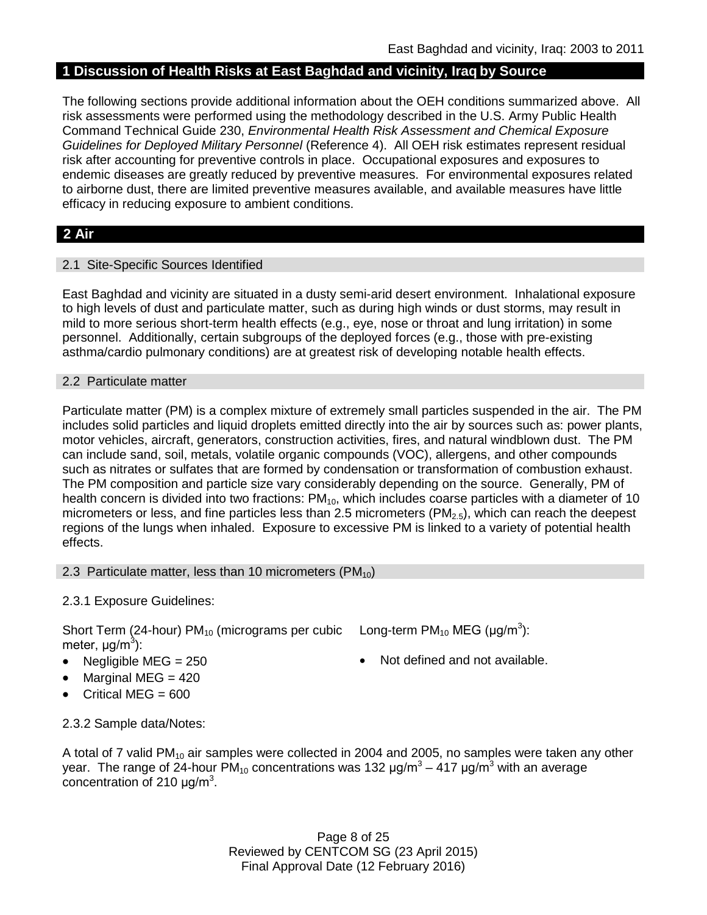## 1 Discussion of Health Risks at East Baghdad and vicinity, Iraq by Source

The following sections provide additional information about the OEH conditions summarized above. All risk assessments were performed using the methodology described in the U.S. Army Public Health Command Technical Guide 230, *Environmental Health Risk Assessment and Chemical Exposure Guidelines for Deployed Military Personnel* (Reference 4). All OEH risk estimates represent residual risk after accounting for preventive controls in place. Occupational exposures and exposures to endemic diseases are greatly reduced by preventive measures. For environmental exposures related to airborne dust, there are limited preventive measures available, and available measures have little efficacy in reducing exposure to ambient conditions.

## 2 Air

### 2.1 Site-Specific Sources Identified

East Baghdad and vicinity are situated in a dusty semi-arid desert environment. Inhalational exposure to high levels of dust and particulate matter, such as during high winds or dust storms, may result in mild to more serious short-term health effects (e.g., eye, nose or throat and lung irritation) in some personnel. Additionally, certain subgroups of the deployed forces (e.g., those with pre-existing asthma/cardio pulmonary conditions) are at greatest risk of developing notable health effects.

### 2.2 Particulate matter

Particulate matter (PM) is a complex mixture of extremely small particles suspended in the air. The PM includes solid particles and liquid droplets emitted directly into the air by sources such as: power plants, motor vehicles, aircraft, generators, construction activities, fires, and natural windblown dust. The PM can include sand, soil, metals, volatile organic compounds (VOC), allergens, and other compounds such as nitrates or sulfates that are formed by condensation or transformation of combustion exhaust. The PM composition and particle size vary considerably depending on the source. Generally, PM of health concern is divided into two fractions: $PM_{10}$, which includes coarse particles with a diameter of 10 micrometers or less, and fine particles less than 2.5 micrometers ($PM_{2.5}$), which can reach the deepest regions of the lungs when inhaled. Exposure to excessive PM is linked to a variety of potential health effects.

### 2.3 Particulate matter, less than 10 micrometers ($PM_{10}$)

2.3.1 Exposure Guidelines:

Short Term (24-hour) $PM_{10}$ (micrograms per cubic meter, μg/m$^3$):

- Negligible MEG = 250
- Marginal MEG = 420
- Critical MEG = 600

Long-term $PM_{10}$ MEG (μg/m$^3$):

- Not defined and not available.

2.3.2 Sample data/Notes:

A total of 7 valid $PM_{10}$ air samples were collected in 2004 and 2005, no samples were taken any other year. The range of 24-hour $PM_{10}$ concentrations was 132 μg/m$^3$ – 417 μg/m$^3$ with an average concentration of 210 μg/m$^3$.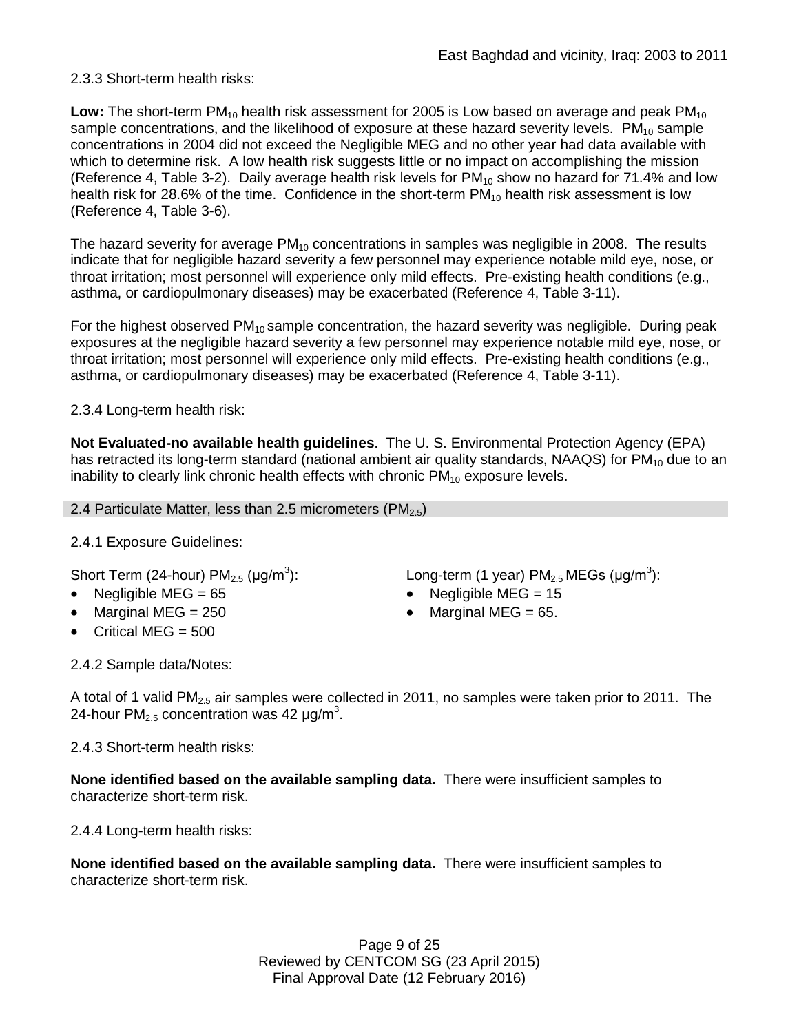2.3.3 Short-term health risks:

**Low:** The short-term $PM_{10}$ health risk assessment for 2005 is Low based on average and peak $PM_{10}$ sample concentrations, and the likelihood of exposure at these hazard severity levels. $PM_{10}$ sample concentrations in 2004 did not exceed the Negligible MEG and no other year had data available with which to determine risk. A low health risk suggests little or no impact on accomplishing the mission (Reference 4, Table 3-2). Daily average health risk levels for $PM_{10}$ show no hazard for 71.4% and low health risk for 28.6% of the time. Confidence in the short-term $PM_{10}$ health risk assessment is low (Reference 4, Table 3-6).

The hazard severity for average $PM_{10}$ concentrations in samples was negligible in 2008. The results indicate that for negligible hazard severity a few personnel may experience notable mild eye, nose, or throat irritation; most personnel will experience only mild effects. Pre-existing health conditions (e.g., asthma, or cardiopulmonary diseases) may be exacerbated (Reference 4, Table 3-11).

For the highest observed $PM_{10}$ sample concentration, the hazard severity was negligible. During peak exposures at the negligible hazard severity a few personnel may experience notable mild eye, nose, or throat irritation; most personnel will experience only mild effects. Pre-existing health conditions (e.g., asthma, or cardiopulmonary diseases) may be exacerbated (Reference 4, Table 3-11).

2.3.4 Long-term health risk:

**Not Evaluated-no available health guidelines**. The U. S. Environmental Protection Agency (EPA) has retracted its long-term standard (national ambient air quality standards, NAAQS) for $PM_{10}$ due to an inability to clearly link chronic health effects with chronic $PM_{10}$ exposure levels.

## 2.4 Particulate Matter, less than 2.5 micrometers ($PM_{2.5}$)

2.4.1 Exposure Guidelines:

Short Term (24-hour) $PM_{2.5}$ (μg/m$^3$):

- Negligible MEG = 65
- Marginal MEG = 250
- Critical MEG = 500

Long-term (1 year) $PM_{2.5}$ MEGs (μg/m$^3$):

- Negligible MEG = 15
- Marginal MEG = 65.

2.4.2 Sample data/Notes:

A total of 1 valid $PM_{2.5}$ air samples were collected in 2011, no samples were taken prior to 2011. The 24-hour $PM_{2.5}$ concentration was 42 μg/m$^3$.

2.4.3 Short-term health risks:

**None identified based on the available sampling data.** There were insufficient samples to characterize short-term risk.

2.4.4 Long-term health risks:

**None identified based on the available sampling data.** There were insufficient samples to characterize short-term risk.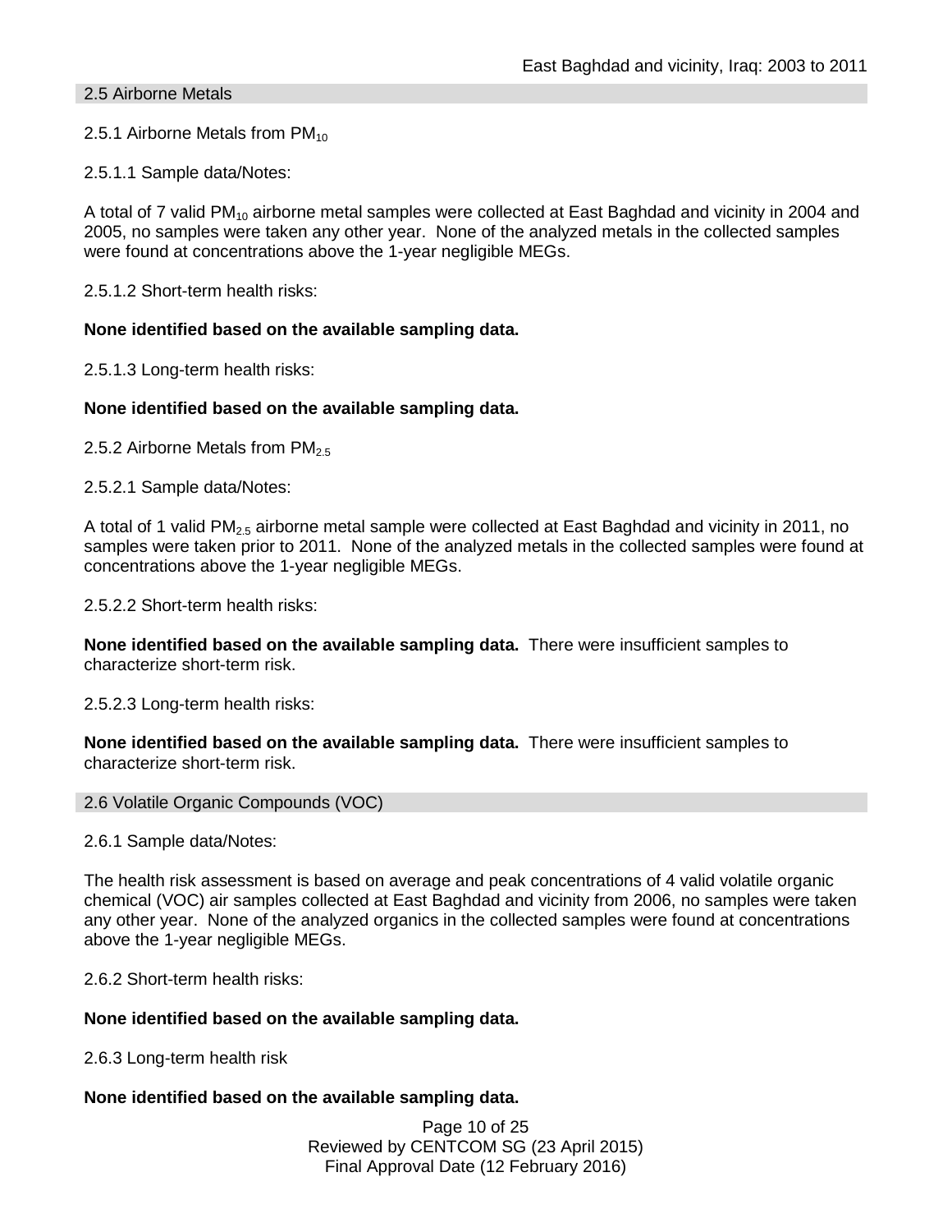## 2.5 Airborne Metals

### 2.5.1 Airborne Metals from $PM_{10}$

#### 2.5.1.1 Sample data/Notes:

A total of 7 valid $PM_{10}$ airborne metal samples were collected at East Baghdad and vicinity in 2004 and 2005, no samples were taken any other year. None of the analyzed metals in the collected samples were found at concentrations above the 1-year negligible MEGs.

#### 2.5.1.2 Short-term health risks:

**None identified based on the available sampling data.**

#### 2.5.1.3 Long-term health risks:

**None identified based on the available sampling data.**

### 2.5.2 Airborne Metals from $PM_{2.5}$

#### 2.5.2.1 Sample data/Notes:

A total of 1 valid $PM_{2.5}$ airborne metal sample were collected at East Baghdad and vicinity in 2011, no samples were taken prior to 2011. None of the analyzed metals in the collected samples were found at concentrations above the 1-year negligible MEGs.

#### 2.5.2.2 Short-term health risks:

**None identified based on the available sampling data.** There were insufficient samples to characterize short-term risk.

#### 2.5.2.3 Long-term health risks:

**None identified based on the available sampling data.** There were insufficient samples to characterize short-term risk.

## 2.6 Volatile Organic Compounds (VOC)

### 2.6.1 Sample data/Notes:

The health risk assessment is based on average and peak concentrations of 4 valid volatile organic chemical (VOC) air samples collected at East Baghdad and vicinity from 2006, no samples were taken any other year. None of the analyzed organics in the collected samples were found at concentrations above the 1-year negligible MEGs.

### 2.6.2 Short-term health risks:

**None identified based on the available sampling data.**

### 2.6.3 Long-term health risk

**None identified based on the available sampling data.**

Reviewed by CENTCOM SG (23 April 2015)
Final Approval Date (12 February 2016)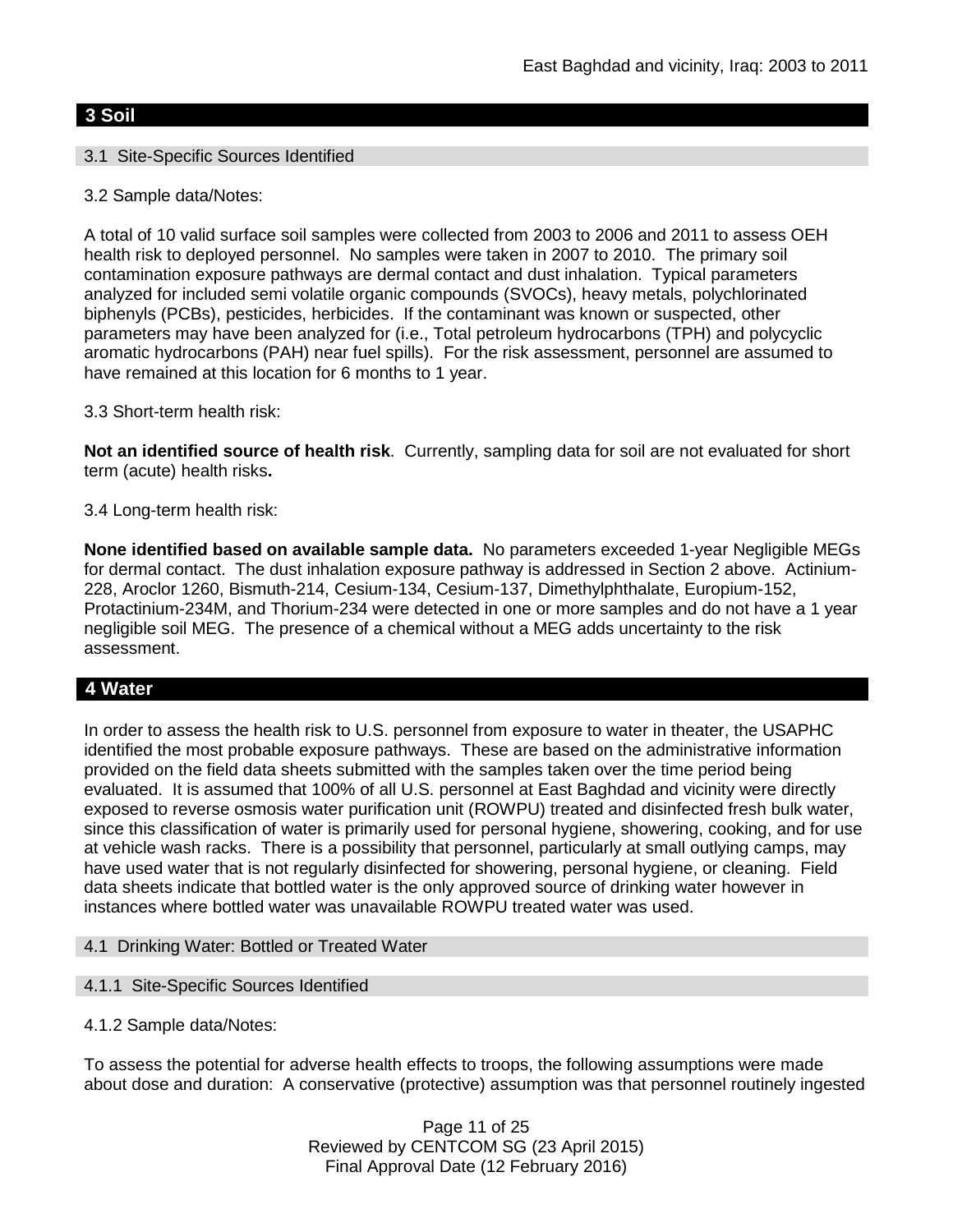## 3 Soil

### 3.1 Site-Specific Sources Identified

3.2 Sample data/Notes:

A total of 10 valid surface soil samples were collected from 2003 to 2006 and 2011 to assess OEH health risk to deployed personnel. No samples were taken in 2007 to 2010. The primary soil contamination exposure pathways are dermal contact and dust inhalation. Typical parameters analyzed for included semi volatile organic compounds (SVOCs), heavy metals, polychlorinated biphenyls (PCBs), pesticides, herbicides. If the contaminant was known or suspected, other parameters may have been analyzed for (i.e., Total petroleum hydrocarbons (TPH) and polycyclic aromatic hydrocarbons (PAH) near fuel spills). For the risk assessment, personnel are assumed to have remained at this location for 6 months to 1 year.

3.3 Short-term health risk:

**Not an identified source of health risk**. Currently, sampling data for soil are not evaluated for short term (acute) health risks**.**

3.4 Long-term health risk:

**None identified based on available sample data.** No parameters exceeded 1-year Negligible MEGs for dermal contact. The dust inhalation exposure pathway is addressed in Section 2 above. Actinium-228, Aroclor 1260, Bismuth-214, Cesium-134, Cesium-137, Dimethylphthalate, Europium-152, Protactinium-234M, and Thorium-234 were detected in one or more samples and do not have a 1 year negligible soil MEG. The presence of a chemical without a MEG adds uncertainty to the risk assessment.

## 4 Water

In order to assess the health risk to U.S. personnel from exposure to water in theater, the USAPHC identified the most probable exposure pathways. These are based on the administrative information provided on the field data sheets submitted with the samples taken over the time period being evaluated. It is assumed that 100% of all U.S. personnel at East Baghdad and vicinity were directly exposed to reverse osmosis water purification unit (ROWPU) treated and disinfected fresh bulk water, since this classification of water is primarily used for personal hygiene, showering, cooking, and for use at vehicle wash racks. There is a possibility that personnel, particularly at small outlying camps, may have used water that is not regularly disinfected for showering, personal hygiene, or cleaning. Field data sheets indicate that bottled water is the only approved source of drinking water however in instances where bottled water was unavailable ROWPU treated water was used.

### 4.1 Drinking Water: Bottled or Treated Water

#### 4.1.1 Site-Specific Sources Identified

4.1.2 Sample data/Notes:

To assess the potential for adverse health effects to troops, the following assumptions were made about dose and duration: A conservative (protective) assumption was that personnel routinely ingested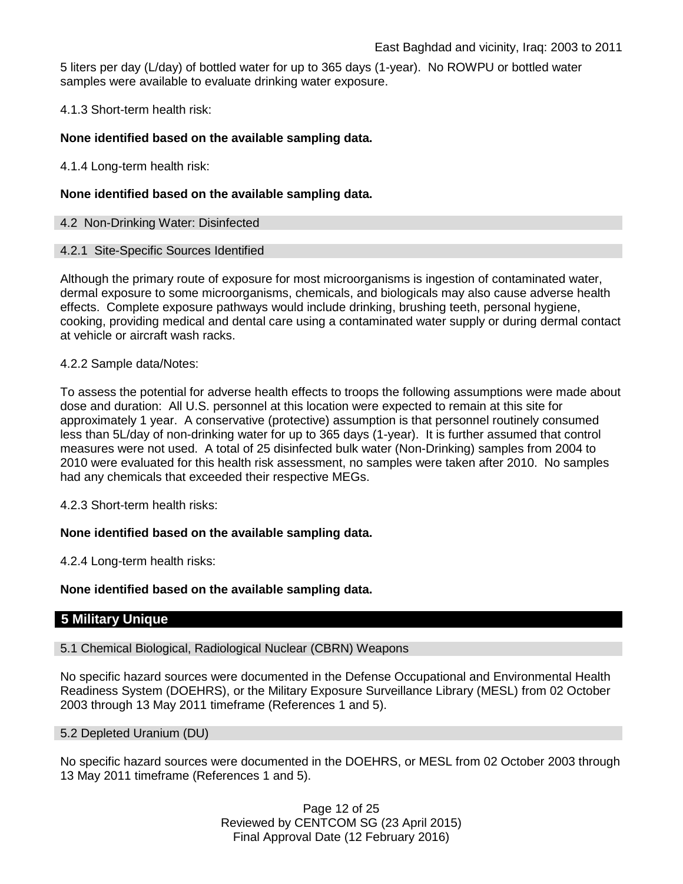5 liters per day (L/day) of bottled water for up to 365 days (1-year). No ROWPU or bottled water samples were available to evaluate drinking water exposure.

4.1.3 Short-term health risk:

**None identified based on the available sampling data.**

4.1.4 Long-term health risk:

**None identified based on the available sampling data.**

### 4.2 Non-Drinking Water: Disinfected

#### 4.2.1 Site-Specific Sources Identified

Although the primary route of exposure for most microorganisms is ingestion of contaminated water, dermal exposure to some microorganisms, chemicals, and biologicals may also cause adverse health effects. Complete exposure pathways would include drinking, brushing teeth, personal hygiene, cooking, providing medical and dental care using a contaminated water supply or during dermal contact at vehicle or aircraft wash racks.

4.2.2 Sample data/Notes:

To assess the potential for adverse health effects to troops the following assumptions were made about dose and duration: All U.S. personnel at this location were expected to remain at this site for approximately 1 year. A conservative (protective) assumption is that personnel routinely consumed less than 5L/day of non-drinking water for up to 365 days (1-year). It is further assumed that control measures were not used. A total of 25 disinfected bulk water (Non-Drinking) samples from 2004 to 2010 were evaluated for this health risk assessment, no samples were taken after 2010. No samples had any chemicals that exceeded their respective MEGs.

4.2.3 Short-term health risks:

**None identified based on the available sampling data.**

4.2.4 Long-term health risks:

**None identified based on the available sampling data.**

## 5 Military Unique

### 5.1 Chemical Biological, Radiological Nuclear (CBRN) Weapons

No specific hazard sources were documented in the Defense Occupational and Environmental Health Readiness System (DOEHRS), or the Military Exposure Surveillance Library (MESL) from 02 October 2003 through 13 May 2011 timeframe (References 1 and 5).

### 5.2 Depleted Uranium (DU)

No specific hazard sources were documented in the DOEHRS, or MESL from 02 October 2003 through 13 May 2011 timeframe (References 1 and 5).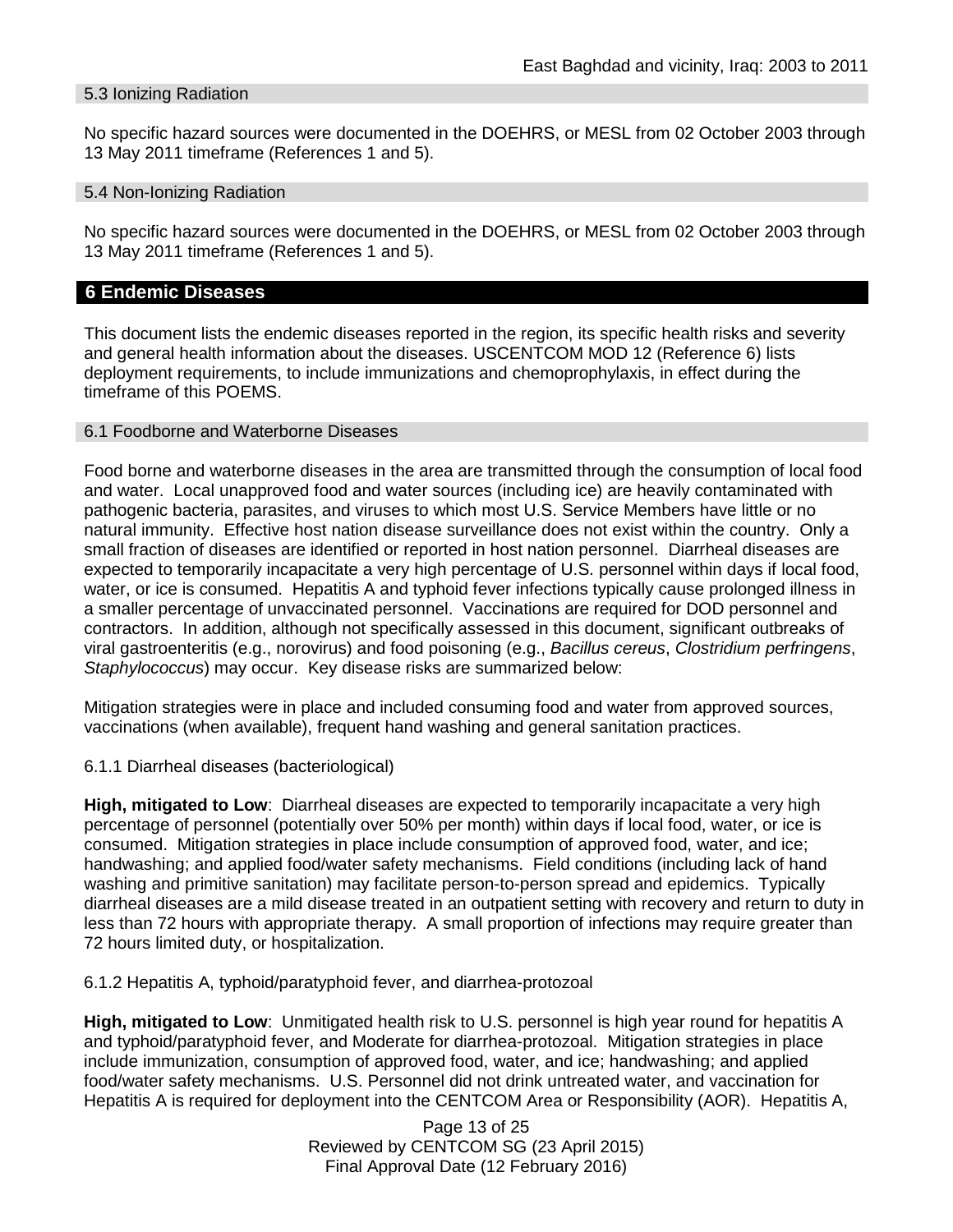### 5.3 Ionizing Radiation

No specific hazard sources were documented in the DOEHRS, or MESL from 02 October 2003 through 13 May 2011 timeframe (References 1 and 5).

### 5.4 Non-Ionizing Radiation

No specific hazard sources were documented in the DOEHRS, or MESL from 02 October 2003 through 13 May 2011 timeframe (References 1 and 5).

## 6 Endemic Diseases

This document lists the endemic diseases reported in the region, its specific health risks and severity and general health information about the diseases. USCENTCOM MOD 12 (Reference 6) lists deployment requirements, to include immunizations and chemoprophylaxis, in effect during the timeframe of this POEMS.

### 6.1 Foodborne and Waterborne Diseases

Food borne and waterborne diseases in the area are transmitted through the consumption of local food and water. Local unapproved food and water sources (including ice) are heavily contaminated with pathogenic bacteria, parasites, and viruses to which most U.S. Service Members have little or no natural immunity. Effective host nation disease surveillance does not exist within the country. Only a small fraction of diseases are identified or reported in host nation personnel. Diarrheal diseases are expected to temporarily incapacitate a very high percentage of U.S. personnel within days if local food, water, or ice is consumed. Hepatitis A and typhoid fever infections typically cause prolonged illness in a smaller percentage of unvaccinated personnel. Vaccinations are required for DOD personnel and contractors. In addition, although not specifically assessed in this document, significant outbreaks of viral gastroenteritis (e.g., norovirus) and food poisoning (e.g., *Bacillus cereus*, *Clostridium perfringens*, *Staphylococcus*) may occur. Key disease risks are summarized below:

Mitigation strategies were in place and included consuming food and water from approved sources, vaccinations (when available), frequent hand washing and general sanitation practices.

6.1.1 Diarrheal diseases (bacteriological)

**High, mitigated to Low**: Diarrheal diseases are expected to temporarily incapacitate a very high percentage of personnel (potentially over 50% per month) within days if local food, water, or ice is consumed. Mitigation strategies in place include consumption of approved food, water, and ice; handwashing; and applied food/water safety mechanisms. Field conditions (including lack of hand washing and primitive sanitation) may facilitate person-to-person spread and epidemics. Typically diarrheal diseases are a mild disease treated in an outpatient setting with recovery and return to duty in less than 72 hours with appropriate therapy. A small proportion of infections may require greater than 72 hours limited duty, or hospitalization.

6.1.2 Hepatitis A, typhoid/paratyphoid fever, and diarrhea-protozoal

**High, mitigated to Low**: Unmitigated health risk to U.S. personnel is high year round for hepatitis A and typhoid/paratyphoid fever, and Moderate for diarrhea-protozoal. Mitigation strategies in place include immunization, consumption of approved food, water, and ice; handwashing; and applied food/water safety mechanisms. U.S. Personnel did not drink untreated water, and vaccination for Hepatitis A is required for deployment into the CENTCOM Area or Responsibility (AOR). Hepatitis A,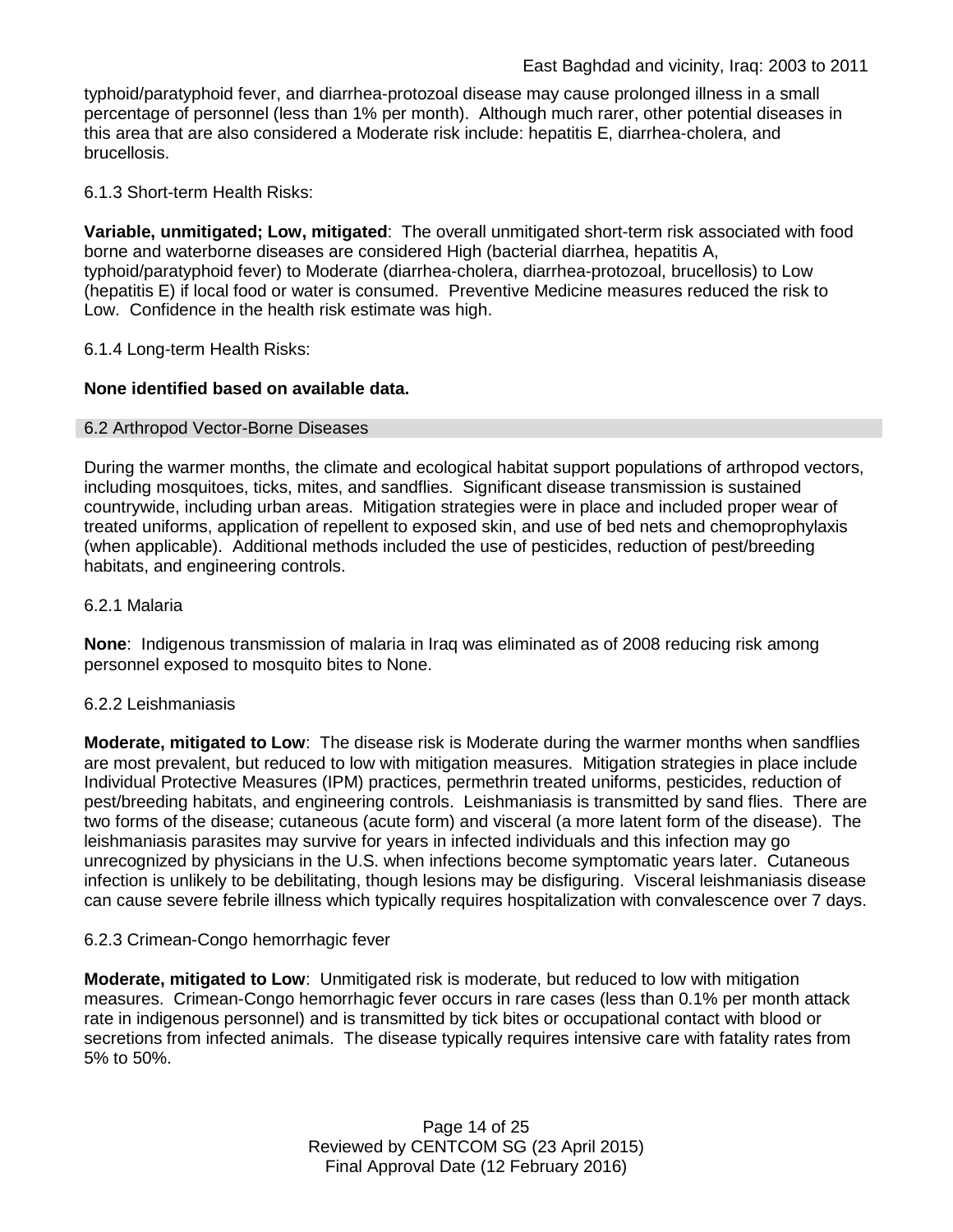typhoid/paratyphoid fever, and diarrhea-protozoal disease may cause prolonged illness in a small percentage of personnel (less than 1% per month). Although much rarer, other potential diseases in this area that are also considered a Moderate risk include: hepatitis E, diarrhea-cholera, and brucellosis.

6.1.3 Short-term Health Risks:

**Variable, unmitigated; Low, mitigated**: The overall unmitigated short-term risk associated with food borne and waterborne diseases are considered High (bacterial diarrhea, hepatitis A, typhoid/paratyphoid fever) to Moderate (diarrhea-cholera, diarrhea-protozoal, brucellosis) to Low (hepatitis E) if local food or water is consumed. Preventive Medicine measures reduced the risk to Low. Confidence in the health risk estimate was high.

6.1.4 Long-term Health Risks:

**None identified based on available data.**

## 6.2 Arthropod Vector-Borne Diseases

During the warmer months, the climate and ecological habitat support populations of arthropod vectors, including mosquitoes, ticks, mites, and sandflies. Significant disease transmission is sustained countrywide, including urban areas. Mitigation strategies were in place and included proper wear of treated uniforms, application of repellent to exposed skin, and use of bed nets and chemoprophylaxis (when applicable). Additional methods included the use of pesticides, reduction of pest/breeding habitats, and engineering controls.

6.2.1 Malaria

**None**: Indigenous transmission of malaria in Iraq was eliminated as of 2008 reducing risk among personnel exposed to mosquito bites to None.

6.2.2 Leishmaniasis

**Moderate, mitigated to Low**: The disease risk is Moderate during the warmer months when sandflies are most prevalent, but reduced to low with mitigation measures. Mitigation strategies in place include Individual Protective Measures (IPM) practices, permethrin treated uniforms, pesticides, reduction of pest/breeding habitats, and engineering controls. Leishmaniasis is transmitted by sand flies. There are two forms of the disease; cutaneous (acute form) and visceral (a more latent form of the disease). The leishmaniasis parasites may survive for years in infected individuals and this infection may go unrecognized by physicians in the U.S. when infections become symptomatic years later. Cutaneous infection is unlikely to be debilitating, though lesions may be disfiguring. Visceral leishmaniasis disease can cause severe febrile illness which typically requires hospitalization with convalescence over 7 days.

6.2.3 Crimean-Congo hemorrhagic fever

**Moderate, mitigated to Low**: Unmitigated risk is moderate, but reduced to low with mitigation measures. Crimean-Congo hemorrhagic fever occurs in rare cases (less than 0.1% per month attack rate in indigenous personnel) and is transmitted by tick bites or occupational contact with blood or secretions from infected animals. The disease typically requires intensive care with fatality rates from 5% to 50%.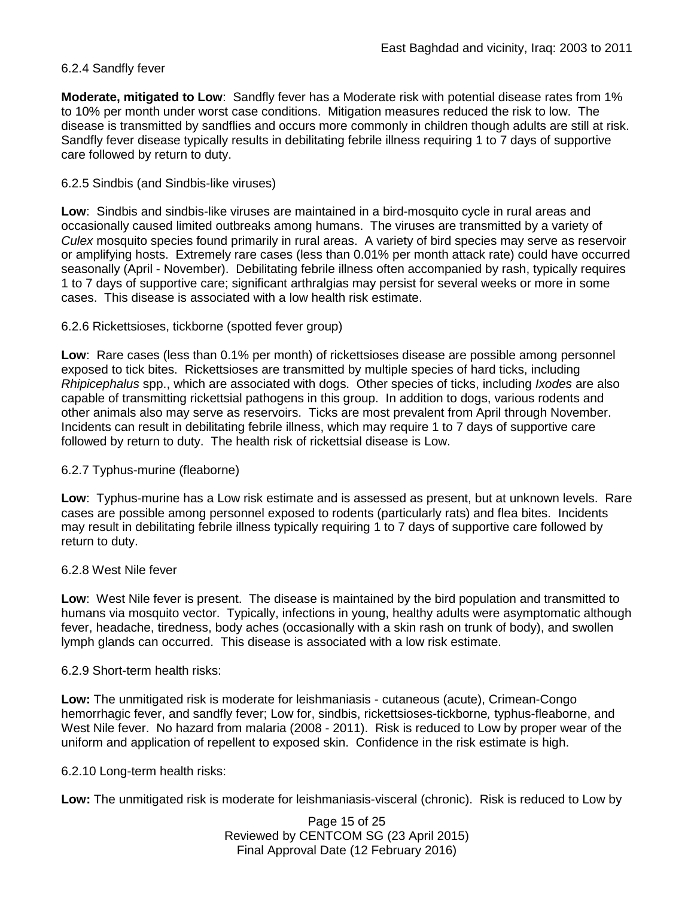6.2.4 Sandfly fever

**Moderate, mitigated to Low**: Sandfly fever has a Moderate risk with potential disease rates from 1% to 10% per month under worst case conditions. Mitigation measures reduced the risk to low. The disease is transmitted by sandflies and occurs more commonly in children though adults are still at risk. Sandfly fever disease typically results in debilitating febrile illness requiring 1 to 7 days of supportive care followed by return to duty.

6.2.5 Sindbis (and Sindbis-like viruses)

**Low**: Sindbis and sindbis-like viruses are maintained in a bird-mosquito cycle in rural areas and occasionally caused limited outbreaks among humans. The viruses are transmitted by a variety of *Culex* mosquito species found primarily in rural areas. A variety of bird species may serve as reservoir or amplifying hosts. Extremely rare cases (less than 0.01% per month attack rate) could have occurred seasonally (April - November). Debilitating febrile illness often accompanied by rash, typically requires 1 to 7 days of supportive care; significant arthralgias may persist for several weeks or more in some cases. This disease is associated with a low health risk estimate.

6.2.6 Rickettsioses, tickborne (spotted fever group)

**Low**: Rare cases (less than 0.1% per month) of rickettsioses disease are possible among personnel exposed to tick bites. Rickettsioses are transmitted by multiple species of hard ticks, including *Rhipicephalus* spp., which are associated with dogs. Other species of ticks, including *Ixodes* are also capable of transmitting rickettsial pathogens in this group. In addition to dogs, various rodents and other animals also may serve as reservoirs. Ticks are most prevalent from April through November. Incidents can result in debilitating febrile illness, which may require 1 to 7 days of supportive care followed by return to duty. The health risk of rickettsial disease is Low.

6.2.7 Typhus-murine (fleaborne)

**Low**: Typhus-murine has a Low risk estimate and is assessed as present, but at unknown levels. Rare cases are possible among personnel exposed to rodents (particularly rats) and flea bites. Incidents may result in debilitating febrile illness typically requiring 1 to 7 days of supportive care followed by return to duty.

6.2.8 West Nile fever

**Low**: West Nile fever is present. The disease is maintained by the bird population and transmitted to humans via mosquito vector. Typically, infections in young, healthy adults were asymptomatic although fever, headache, tiredness, body aches (occasionally with a skin rash on trunk of body), and swollen lymph glands can occurred. This disease is associated with a low risk estimate.

6.2.9 Short-term health risks:

**Low:** The unmitigated risk is moderate for leishmaniasis - cutaneous (acute), Crimean-Congo hemorrhagic fever, and sandfly fever; Low for, sindbis, rickettsioses-tickborne*,* typhus-fleaborne, and West Nile fever. No hazard from malaria (2008 - 2011). Risk is reduced to Low by proper wear of the uniform and application of repellent to exposed skin. Confidence in the risk estimate is high.

6.2.10 Long-term health risks:

**Low:** The unmitigated risk is moderate for leishmaniasis-visceral (chronic). Risk is reduced to Low by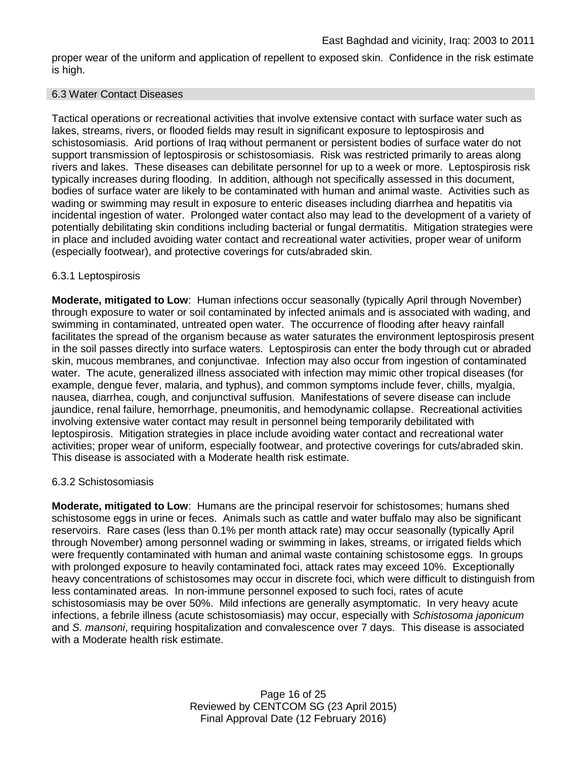proper wear of the uniform and application of repellent to exposed skin. Confidence in the risk estimate is high.

## 6.3 Water Contact Diseases

Tactical operations or recreational activities that involve extensive contact with surface water such as lakes, streams, rivers, or flooded fields may result in significant exposure to leptospirosis and schistosomiasis. Arid portions of Iraq without permanent or persistent bodies of surface water do not support transmission of leptospirosis or schistosomiasis. Risk was restricted primarily to areas along rivers and lakes. These diseases can debilitate personnel for up to a week or more. Leptospirosis risk typically increases during flooding. In addition, although not specifically assessed in this document, bodies of surface water are likely to be contaminated with human and animal waste. Activities such as wading or swimming may result in exposure to enteric diseases including diarrhea and hepatitis via incidental ingestion of water. Prolonged water contact also may lead to the development of a variety of potentially debilitating skin conditions including bacterial or fungal dermatitis. Mitigation strategies were in place and included avoiding water contact and recreational water activities, proper wear of uniform (especially footwear), and protective coverings for cuts/abraded skin.

### 6.3.1 Leptospirosis

**Moderate, mitigated to Low**: Human infections occur seasonally (typically April through November) through exposure to water or soil contaminated by infected animals and is associated with wading, and swimming in contaminated, untreated open water. The occurrence of flooding after heavy rainfall facilitates the spread of the organism because as water saturates the environment leptospirosis present in the soil passes directly into surface waters. Leptospirosis can enter the body through cut or abraded skin, mucous membranes, and conjunctivae. Infection may also occur from ingestion of contaminated water. The acute, generalized illness associated with infection may mimic other tropical diseases (for example, dengue fever, malaria, and typhus), and common symptoms include fever, chills, myalgia, nausea, diarrhea, cough, and conjunctival suffusion. Manifestations of severe disease can include jaundice, renal failure, hemorrhage, pneumonitis, and hemodynamic collapse. Recreational activities involving extensive water contact may result in personnel being temporarily debilitated with leptospirosis. Mitigation strategies in place include avoiding water contact and recreational water activities; proper wear of uniform, especially footwear, and protective coverings for cuts/abraded skin. This disease is associated with a Moderate health risk estimate.

### 6.3.2 Schistosomiasis

**Moderate, mitigated to Low**: Humans are the principal reservoir for schistosomes; humans shed schistosome eggs in urine or feces. Animals such as cattle and water buffalo may also be significant reservoirs. Rare cases (less than 0.1% per month attack rate) may occur seasonally (typically April through November) among personnel wading or swimming in lakes, streams, or irrigated fields which were frequently contaminated with human and animal waste containing schistosome eggs. In groups with prolonged exposure to heavily contaminated foci, attack rates may exceed 10%. Exceptionally heavy concentrations of schistosomes may occur in discrete foci, which were difficult to distinguish from less contaminated areas. In non-immune personnel exposed to such foci, rates of acute schistosomiasis may be over 50%. Mild infections are generally asymptomatic. In very heavy acute infections, a febrile illness (acute schistosomiasis) may occur, especially with *Schistosoma japonicum* and *S. mansoni*, requiring hospitalization and convalescence over 7 days. This disease is associated with a Moderate health risk estimate.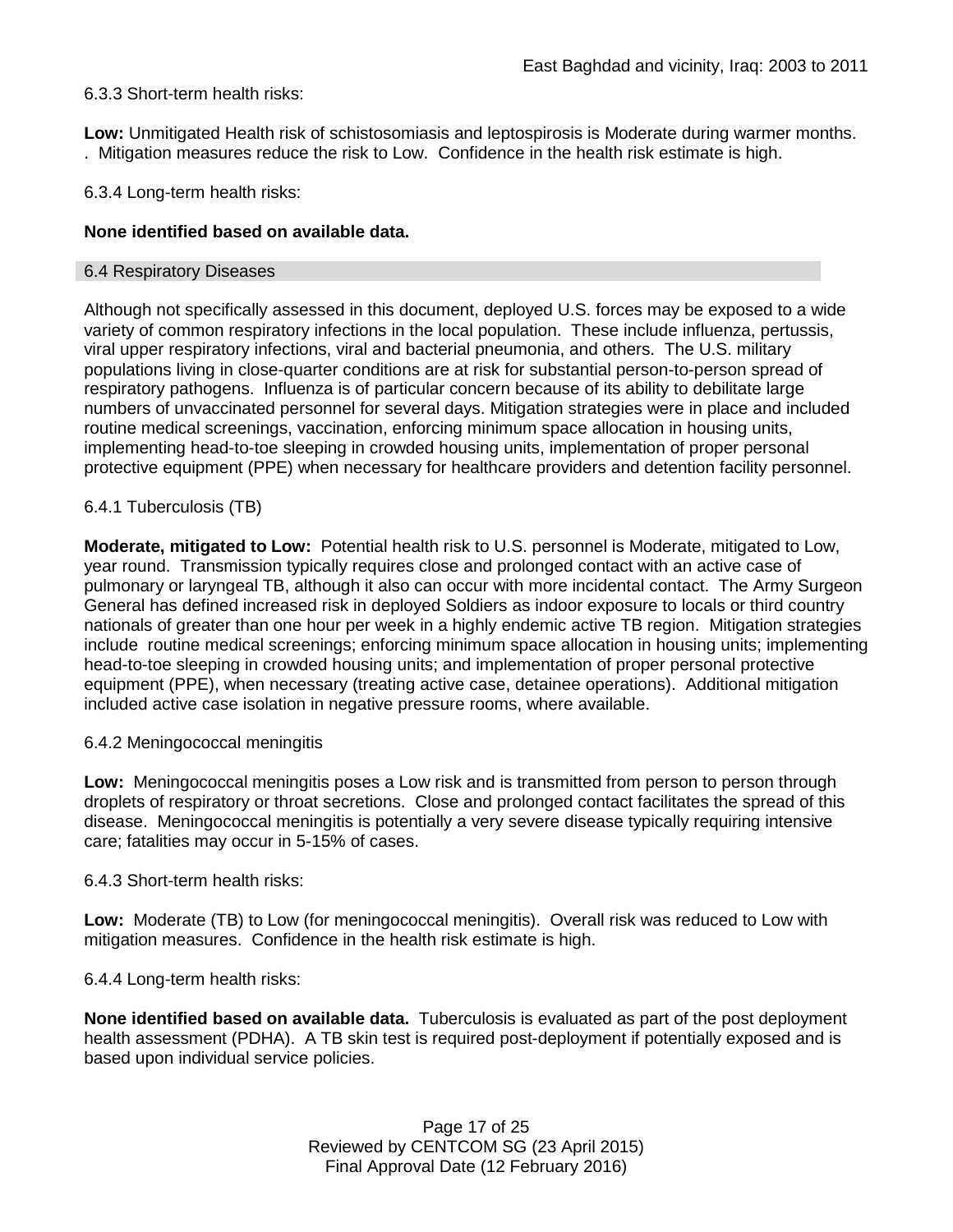6.3.3 Short-term health risks:

**Low:** Unmitigated Health risk of schistosomiasis and leptospirosis is Moderate during warmer months. . Mitigation measures reduce the risk to Low. Confidence in the health risk estimate is high.

6.3.4 Long-term health risks:

**None identified based on available data.**

## 6.4 Respiratory Diseases

Although not specifically assessed in this document, deployed U.S. forces may be exposed to a wide variety of common respiratory infections in the local population. These include influenza, pertussis, viral upper respiratory infections, viral and bacterial pneumonia, and others. The U.S. military populations living in close-quarter conditions are at risk for substantial person-to-person spread of respiratory pathogens. Influenza is of particular concern because of its ability to debilitate large numbers of unvaccinated personnel for several days. Mitigation strategies were in place and included routine medical screenings, vaccination, enforcing minimum space allocation in housing units, implementing head-to-toe sleeping in crowded housing units, implementation of proper personal protective equipment (PPE) when necessary for healthcare providers and detention facility personnel.

6.4.1 Tuberculosis (TB)

**Moderate, mitigated to Low:** Potential health risk to U.S. personnel is Moderate, mitigated to Low, year round. Transmission typically requires close and prolonged contact with an active case of pulmonary or laryngeal TB, although it also can occur with more incidental contact. The Army Surgeon General has defined increased risk in deployed Soldiers as indoor exposure to locals or third country nationals of greater than one hour per week in a highly endemic active TB region. Mitigation strategies include routine medical screenings; enforcing minimum space allocation in housing units; implementing head-to-toe sleeping in crowded housing units; and implementation of proper personal protective equipment (PPE), when necessary (treating active case, detainee operations). Additional mitigation included active case isolation in negative pressure rooms, where available.

6.4.2 Meningococcal meningitis

**Low:** Meningococcal meningitis poses a Low risk and is transmitted from person to person through droplets of respiratory or throat secretions. Close and prolonged contact facilitates the spread of this disease. Meningococcal meningitis is potentially a very severe disease typically requiring intensive care; fatalities may occur in 5-15% of cases.

6.4.3 Short-term health risks:

**Low:** Moderate (TB) to Low (for meningococcal meningitis). Overall risk was reduced to Low with mitigation measures. Confidence in the health risk estimate is high.

6.4.4 Long-term health risks:

**None identified based on available data.** Tuberculosis is evaluated as part of the post deployment health assessment (PDHA). A TB skin test is required post-deployment if potentially exposed and is based upon individual service policies.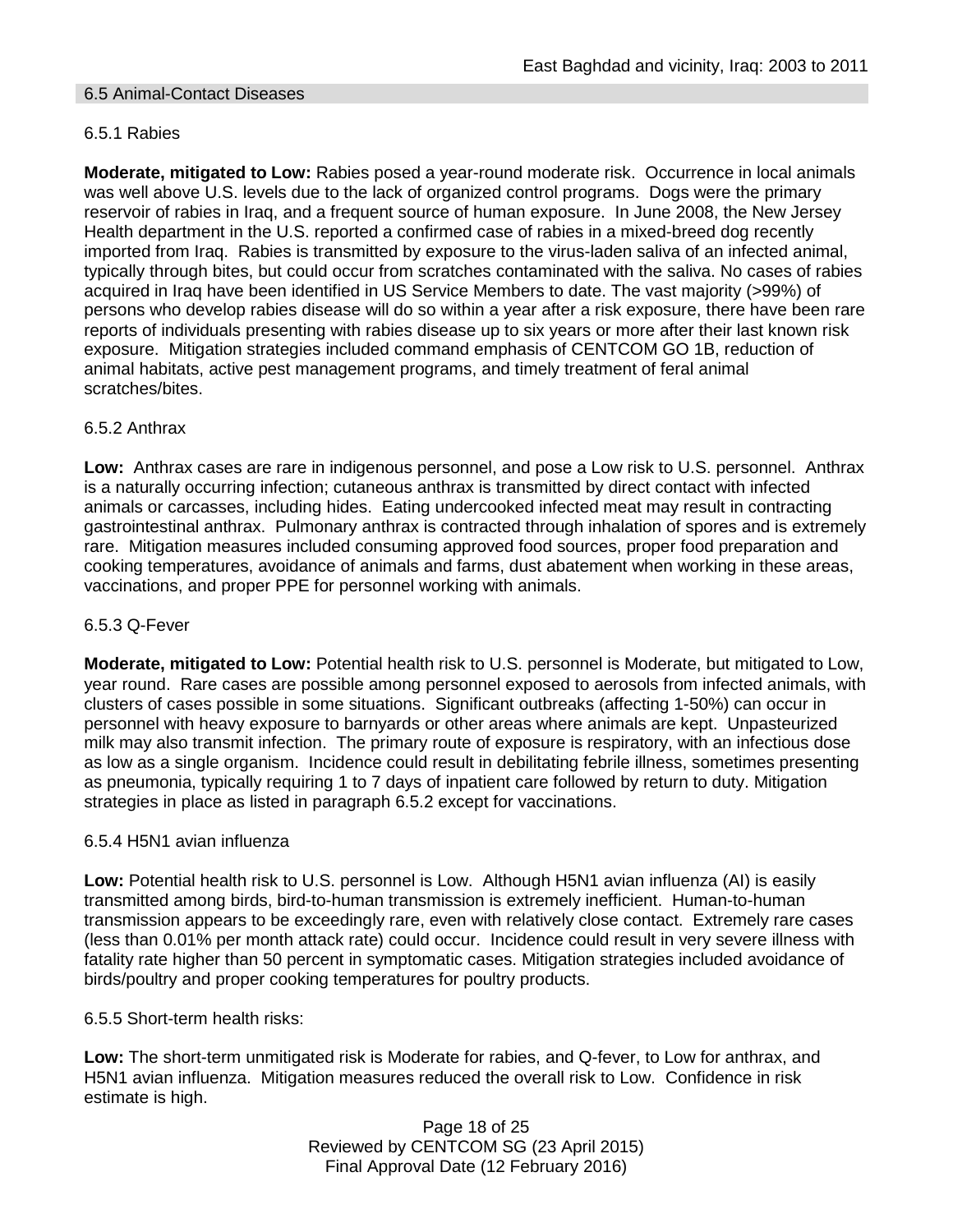## 6.5 Animal-Contact Diseases

### 6.5.1 Rabies

**Moderate, mitigated to Low:** Rabies posed a year-round moderate risk. Occurrence in local animals was well above U.S. levels due to the lack of organized control programs. Dogs were the primary reservoir of rabies in Iraq, and a frequent source of human exposure. In June 2008, the New Jersey Health department in the U.S. reported a confirmed case of rabies in a mixed-breed dog recently imported from Iraq. Rabies is transmitted by exposure to the virus-laden saliva of an infected animal, typically through bites, but could occur from scratches contaminated with the saliva. No cases of rabies acquired in Iraq have been identified in US Service Members to date. The vast majority (>99%) of persons who develop rabies disease will do so within a year after a risk exposure, there have been rare reports of individuals presenting with rabies disease up to six years or more after their last known risk exposure. Mitigation strategies included command emphasis of CENTCOM GO 1B, reduction of animal habitats, active pest management programs, and timely treatment of feral animal scratches/bites.

### 6.5.2 Anthrax

**Low:** Anthrax cases are rare in indigenous personnel, and pose a Low risk to U.S. personnel. Anthrax is a naturally occurring infection; cutaneous anthrax is transmitted by direct contact with infected animals or carcasses, including hides. Eating undercooked infected meat may result in contracting gastrointestinal anthrax. Pulmonary anthrax is contracted through inhalation of spores and is extremely rare. Mitigation measures included consuming approved food sources, proper food preparation and cooking temperatures, avoidance of animals and farms, dust abatement when working in these areas, vaccinations, and proper PPE for personnel working with animals.

### 6.5.3 Q-Fever

**Moderate, mitigated to Low:** Potential health risk to U.S. personnel is Moderate, but mitigated to Low, year round. Rare cases are possible among personnel exposed to aerosols from infected animals, with clusters of cases possible in some situations. Significant outbreaks (affecting 1-50%) can occur in personnel with heavy exposure to barnyards or other areas where animals are kept. Unpasteurized milk may also transmit infection. The primary route of exposure is respiratory, with an infectious dose as low as a single organism. Incidence could result in debilitating febrile illness, sometimes presenting as pneumonia, typically requiring 1 to 7 days of inpatient care followed by return to duty. Mitigation strategies in place as listed in paragraph 6.5.2 except for vaccinations.

### 6.5.4 H5N1 avian influenza

**Low:** Potential health risk to U.S. personnel is Low. Although H5N1 avian influenza (AI) is easily transmitted among birds, bird-to-human transmission is extremely inefficient. Human-to-human transmission appears to be exceedingly rare, even with relatively close contact. Extremely rare cases (less than 0.01% per month attack rate) could occur. Incidence could result in very severe illness with fatality rate higher than 50 percent in symptomatic cases. Mitigation strategies included avoidance of birds/poultry and proper cooking temperatures for poultry products.

### 6.5.5 Short-term health risks:

**Low:** The short-term unmitigated risk is Moderate for rabies, and Q-fever, to Low for anthrax, and H5N1 avian influenza. Mitigation measures reduced the overall risk to Low. Confidence in risk estimate is high.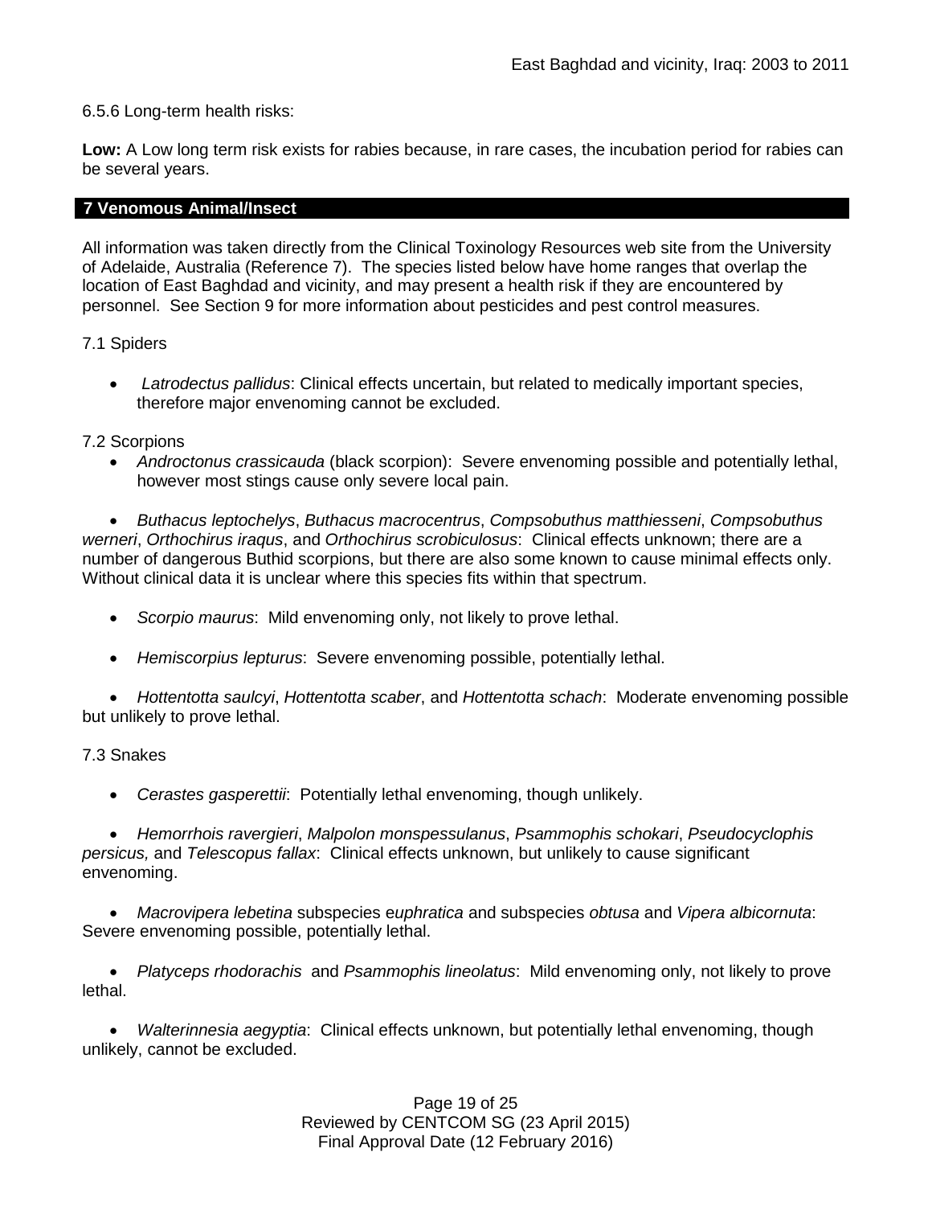6.5.6 Long-term health risks:

**Low:** A Low long term risk exists for rabies because, in rare cases, the incubation period for rabies can be several years.

## 7 Venomous Animal/Insect

All information was taken directly from the Clinical Toxinology Resources web site from the University of Adelaide, Australia (Reference 7). The species listed below have home ranges that overlap the location of East Baghdad and vicinity, and may present a health risk if they are encountered by personnel. See Section 9 for more information about pesticides and pest control measures.

7.1 Spiders

- *Latrodectus pallidus*: Clinical effects uncertain, but related to medically important species, therefore major envenoming cannot be excluded.

7.2 Scorpions

- *Androctonus crassicauda* (black scorpion): Severe envenoming possible and potentially lethal, however most stings cause only severe local pain.
- *Buthacus leptochelys*, *Buthacus macrocentrus*, *Compsobuthus matthiesseni*, *Compsobuthus werneri*, *Orthochirus iraqus*, and *Orthochirus scrobiculosus*: Clinical effects unknown; there are a number of dangerous Buthid scorpions, but there are also some known to cause minimal effects only. Without clinical data it is unclear where this species fits within that spectrum.
- *Scorpio maurus*: Mild envenoming only, not likely to prove lethal.
- *Hemiscorpius lepturus*: Severe envenoming possible, potentially lethal.
- *Hottentotta saulcyi*, *Hottentotta scaber*, and *Hottentotta schach*: Moderate envenoming possible but unlikely to prove lethal.

7.3 Snakes

- *Cerastes gasperettii*: Potentially lethal envenoming, though unlikely.
- *Hemorrhois ravergieri*, *Malpolon monspessulanus*, *Psammophis schokari*, *Pseudocyclophis persicus,* and *Telescopus fallax*: Clinical effects unknown, but unlikely to cause significant envenoming.
- *Macrovipera lebetina* subspecies e*uphratica* and subspecies *obtusa* and *Vipera albicornuta*: Severe envenoming possible, potentially lethal.
- *Platyceps rhodorachis* and *Psammophis lineolatus*: Mild envenoming only, not likely to prove lethal.
- *Walterinnesia aegyptia*: Clinical effects unknown, but potentially lethal envenoming, though unlikely, cannot be excluded.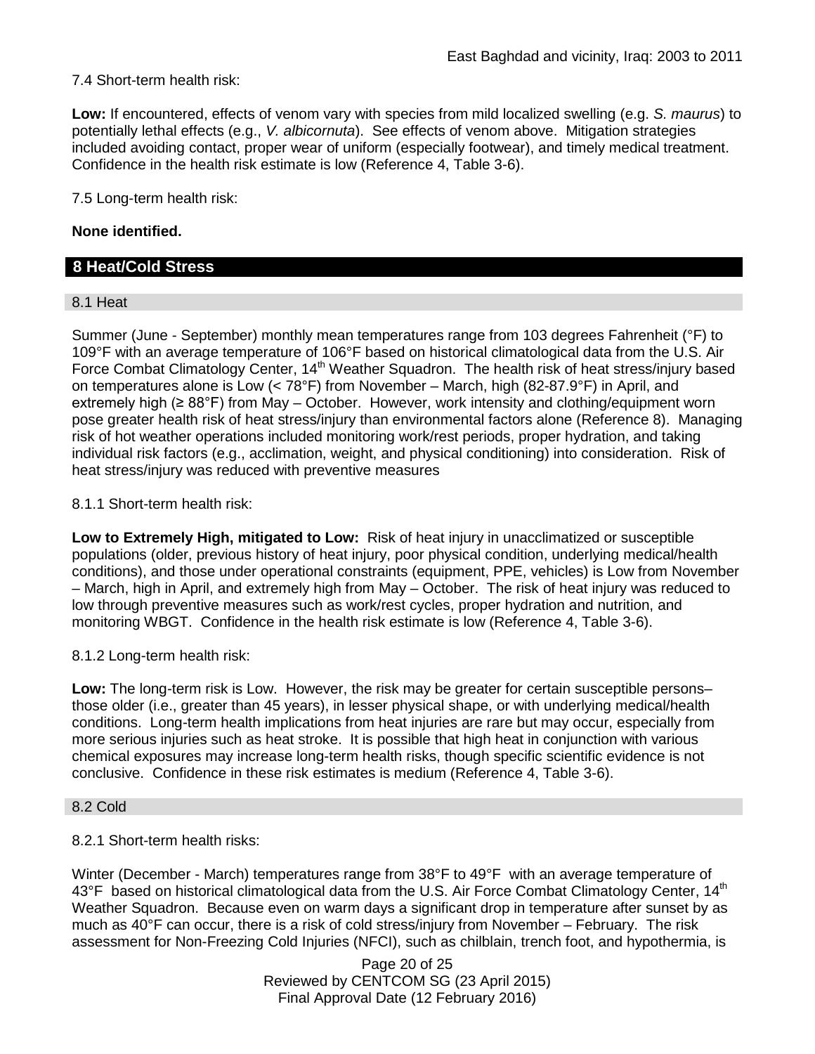7.4 Short-term health risk:

**Low:** If encountered, effects of venom vary with species from mild localized swelling (e.g. *S. maurus*) to potentially lethal effects (e.g., *V. albicornuta*). See effects of venom above. Mitigation strategies included avoiding contact, proper wear of uniform (especially footwear), and timely medical treatment. Confidence in the health risk estimate is low (Reference 4, Table 3-6).

7.5 Long-term health risk:

**None identified.**

## 8 Heat/Cold Stress

### 8.1 Heat

Summer (June - September) monthly mean temperatures range from 103 degrees Fahrenheit (°F) to 109°F with an average temperature of 106°F based on historical climatological data from the U.S. Air Force Combat Climatology Center, 14th Weather Squadron. The health risk of heat stress/injury based on temperatures alone is Low (< 78°F) from November – March, high (82-87.9°F) in April, and extremely high (≥ 88°F) from May – October. However, work intensity and clothing/equipment worn pose greater health risk of heat stress/injury than environmental factors alone (Reference 8). Managing risk of hot weather operations included monitoring work/rest periods, proper hydration, and taking individual risk factors (e.g., acclimation, weight, and physical conditioning) into consideration. Risk of heat stress/injury was reduced with preventive measures

8.1.1 Short-term health risk:

**Low to Extremely High, mitigated to Low:** Risk of heat injury in unacclimatized or susceptible populations (older, previous history of heat injury, poor physical condition, underlying medical/health conditions), and those under operational constraints (equipment, PPE, vehicles) is Low from November – March, high in April, and extremely high from May – October. The risk of heat injury was reduced to low through preventive measures such as work/rest cycles, proper hydration and nutrition, and monitoring WBGT. Confidence in the health risk estimate is low (Reference 4, Table 3-6).

8.1.2 Long-term health risk:

**Low:** The long-term risk is Low. However, the risk may be greater for certain susceptible persons– those older (i.e., greater than 45 years), in lesser physical shape, or with underlying medical/health conditions. Long-term health implications from heat injuries are rare but may occur, especially from more serious injuries such as heat stroke. It is possible that high heat in conjunction with various chemical exposures may increase long-term health risks, though specific scientific evidence is not conclusive. Confidence in these risk estimates is medium (Reference 4, Table 3-6).

### 8.2 Cold

8.2.1 Short-term health risks:

Winter (December - March) temperatures range from 38°F to 49°F with an average temperature of 43°F based on historical climatological data from the U.S. Air Force Combat Climatology Center, 14th Weather Squadron. Because even on warm days a significant drop in temperature after sunset by as much as 40°F can occur, there is a risk of cold stress/injury from November – February. The risk assessment for Non-Freezing Cold Injuries (NFCI), such as chilblain, trench foot, and hypothermia, is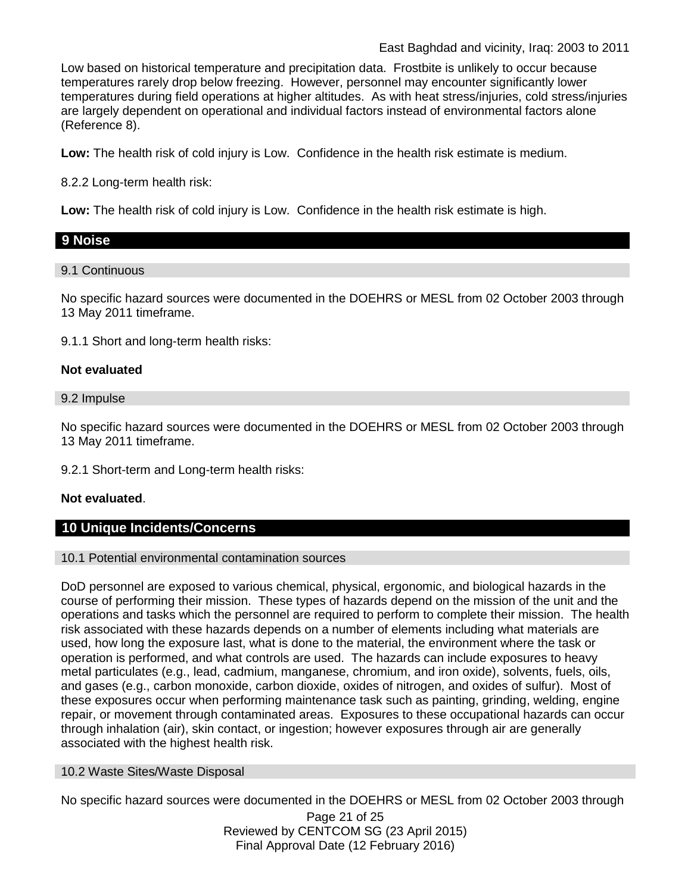Low based on historical temperature and precipitation data. Frostbite is unlikely to occur because temperatures rarely drop below freezing. However, personnel may encounter significantly lower temperatures during field operations at higher altitudes. As with heat stress/injuries, cold stress/injuries are largely dependent on operational and individual factors instead of environmental factors alone (Reference 8).

**Low:** The health risk of cold injury is Low. Confidence in the health risk estimate is medium.

8.2.2 Long-term health risk:

**Low:** The health risk of cold injury is Low. Confidence in the health risk estimate is high.

## 9 Noise

### 9.1 Continuous

No specific hazard sources were documented in the DOEHRS or MESL from 02 October 2003 through 13 May 2011 timeframe.

9.1.1 Short and long-term health risks:

**Not evaluated**

### 9.2 Impulse

No specific hazard sources were documented in the DOEHRS or MESL from 02 October 2003 through 13 May 2011 timeframe.

9.2.1 Short-term and Long-term health risks:

**Not evaluated**.

## 10 Unique Incidents/Concerns

### 10.1 Potential environmental contamination sources

DoD personnel are exposed to various chemical, physical, ergonomic, and biological hazards in the course of performing their mission. These types of hazards depend on the mission of the unit and the operations and tasks which the personnel are required to perform to complete their mission. The health risk associated with these hazards depends on a number of elements including what materials are used, how long the exposure last, what is done to the material, the environment where the task or operation is performed, and what controls are used. The hazards can include exposures to heavy metal particulates (e.g., lead, cadmium, manganese, chromium, and iron oxide), solvents, fuels, oils, and gases (e.g., carbon monoxide, carbon dioxide, oxides of nitrogen, and oxides of sulfur). Most of these exposures occur when performing maintenance task such as painting, grinding, welding, engine repair, or movement through contaminated areas. Exposures to these occupational hazards can occur through inhalation (air), skin contact, or ingestion; however exposures through air are generally associated with the highest health risk.

### 10.2 Waste Sites/Waste Disposal

No specific hazard sources were documented in the DOEHRS or MESL from 02 October 2003 through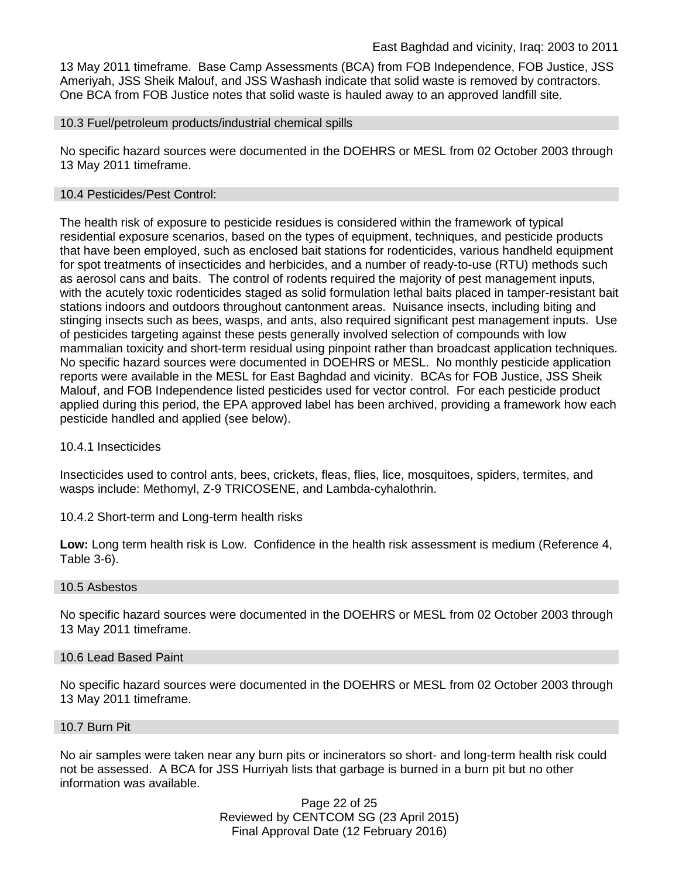13 May 2011 timeframe. Base Camp Assessments (BCA) from FOB Independence, FOB Justice, JSS Ameriyah, JSS Sheik Malouf, and JSS Washash indicate that solid waste is removed by contractors. One BCA from FOB Justice notes that solid waste is hauled away to an approved landfill site.

## 10.3 Fuel/petroleum products/industrial chemical spills

No specific hazard sources were documented in the DOEHRS or MESL from 02 October 2003 through 13 May 2011 timeframe.

## 10.4 Pesticides/Pest Control:

The health risk of exposure to pesticide residues is considered within the framework of typical residential exposure scenarios, based on the types of equipment, techniques, and pesticide products that have been employed, such as enclosed bait stations for rodenticides, various handheld equipment for spot treatments of insecticides and herbicides, and a number of ready-to-use (RTU) methods such as aerosol cans and baits. The control of rodents required the majority of pest management inputs, with the acutely toxic rodenticides staged as solid formulation lethal baits placed in tamper-resistant bait stations indoors and outdoors throughout cantonment areas. Nuisance insects, including biting and stinging insects such as bees, wasps, and ants, also required significant pest management inputs. Use of pesticides targeting against these pests generally involved selection of compounds with low mammalian toxicity and short-term residual using pinpoint rather than broadcast application techniques. No specific hazard sources were documented in DOEHRS or MESL. No monthly pesticide application reports were available in the MESL for East Baghdad and vicinity. BCAs for FOB Justice, JSS Sheik Malouf, and FOB Independence listed pesticides used for vector control. For each pesticide product applied during this period, the EPA approved label has been archived, providing a framework how each pesticide handled and applied (see below).

### 10.4.1 Insecticides

Insecticides used to control ants, bees, crickets, fleas, flies, lice, mosquitoes, spiders, termites, and wasps include: Methomyl, Z-9 TRICOSENE, and Lambda-cyhalothrin.

### 10.4.2 Short-term and Long-term health risks

**Low:** Long term health risk is Low. Confidence in the health risk assessment is medium (Reference 4, Table 3-6).

## 10.5 Asbestos

No specific hazard sources were documented in the DOEHRS or MESL from 02 October 2003 through 13 May 2011 timeframe.

## 10.6 Lead Based Paint

No specific hazard sources were documented in the DOEHRS or MESL from 02 October 2003 through 13 May 2011 timeframe.

## 10.7 Burn Pit

No air samples were taken near any burn pits or incinerators so short- and long-term health risk could not be assessed. A BCA for JSS Hurriyah lists that garbage is burned in a burn pit but no other information was available.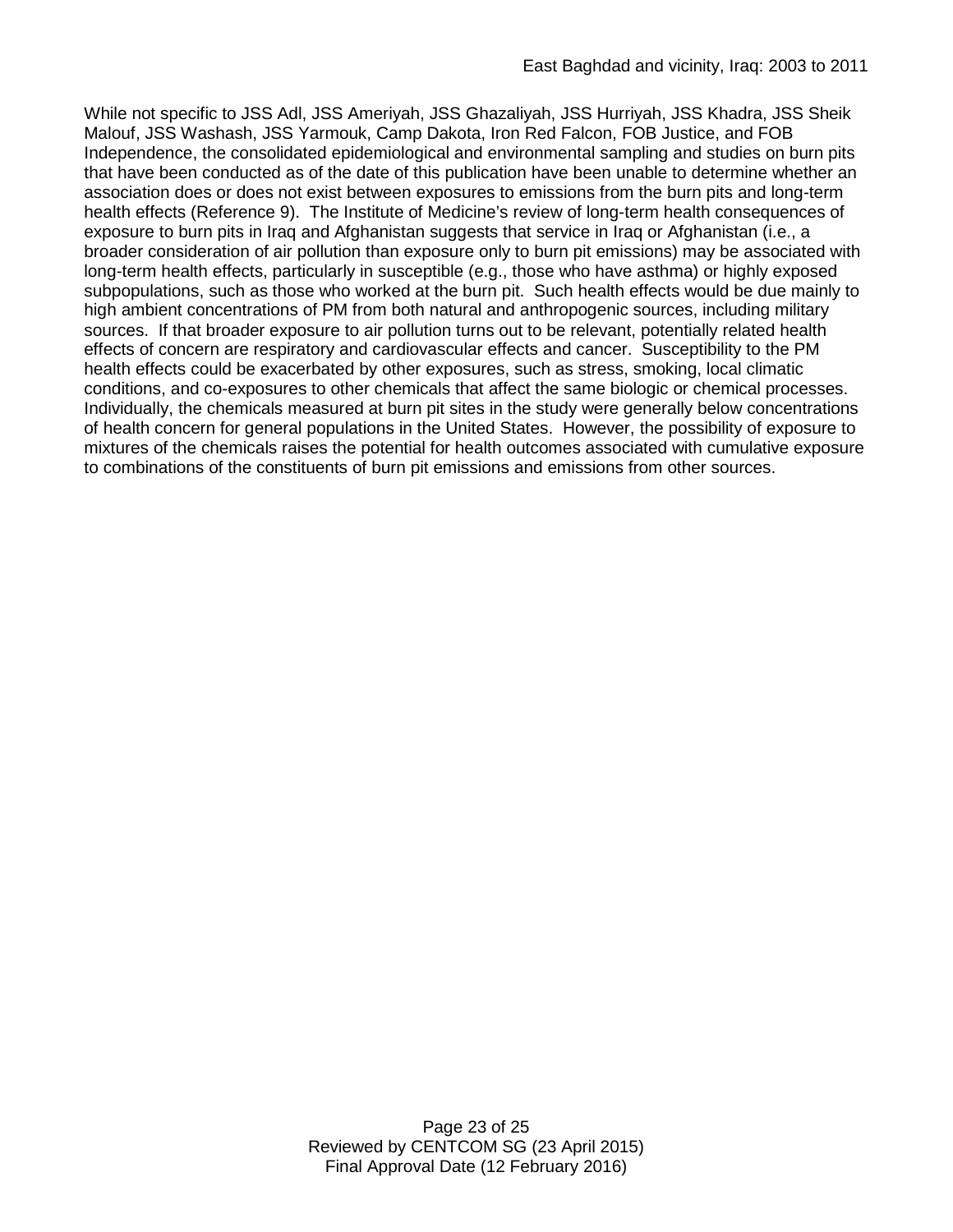While not specific to JSS Adl, JSS Ameriyah, JSS Ghazaliyah, JSS Hurriyah, JSS Khadra, JSS Sheik Malouf, JSS Washash, JSS Yarmouk, Camp Dakota, Iron Red Falcon, FOB Justice, and FOB Independence, the consolidated epidemiological and environmental sampling and studies on burn pits that have been conducted as of the date of this publication have been unable to determine whether an association does or does not exist between exposures to emissions from the burn pits and long-term health effects (Reference 9). The Institute of Medicine's review of long-term health consequences of exposure to burn pits in Iraq and Afghanistan suggests that service in Iraq or Afghanistan (i.e., a broader consideration of air pollution than exposure only to burn pit emissions) may be associated with long-term health effects, particularly in susceptible (e.g., those who have asthma) or highly exposed subpopulations, such as those who worked at the burn pit. Such health effects would be due mainly to high ambient concentrations of PM from both natural and anthropogenic sources, including military sources. If that broader exposure to air pollution turns out to be relevant, potentially related health effects of concern are respiratory and cardiovascular effects and cancer. Susceptibility to the PM health effects could be exacerbated by other exposures, such as stress, smoking, local climatic conditions, and co-exposures to other chemicals that affect the same biologic or chemical processes. Individually, the chemicals measured at burn pit sites in the study were generally below concentrations of health concern for general populations in the United States. However, the possibility of exposure to mixtures of the chemicals raises the potential for health outcomes associated with cumulative exposure to combinations of the constituents of burn pit emissions and emissions from other sources.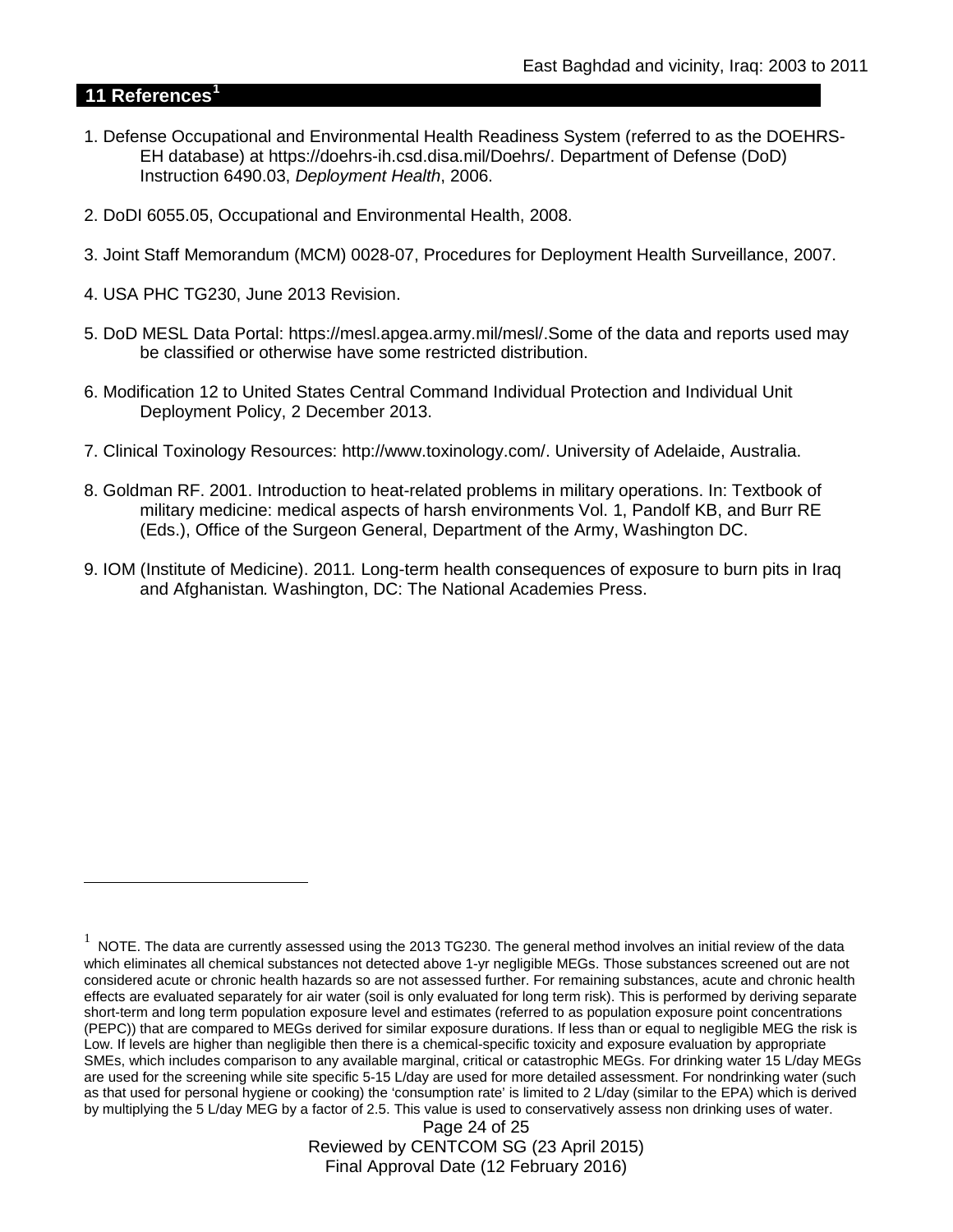## 11 References[1]

1. Defense Occupational and Environmental Health Readiness System (referred to as the DOEHRS-EH database) at https://doehrs-ih.csd.disa.mil/Doehrs/. Department of Defense (DoD) Instruction 6490.03, *Deployment Health*, 2006.

2. DoDI 6055.05, Occupational and Environmental Health, 2008.

3. Joint Staff Memorandum (MCM) 0028-07, Procedures for Deployment Health Surveillance, 2007.

4. USA PHC TG230, June 2013 Revision.

5. DoD MESL Data Portal: https://mesl.apgea.army.mil/mesl/.Some of the data and reports used may be classified or otherwise have some restricted distribution.

6. Modification 12 to United States Central Command Individual Protection and Individual Unit Deployment Policy, 2 December 2013.

7. Clinical Toxinology Resources: http://www.toxinology.com/. University of Adelaide, Australia.

8. Goldman RF. 2001. Introduction to heat-related problems in military operations. In: Textbook of military medicine: medical aspects of harsh environments Vol. 1, Pandolf KB, and Burr RE (Eds.), Office of the Surgeon General, Department of the Army, Washington DC.

9. IOM (Institute of Medicine). 2011*.* Long-term health consequences of exposure to burn pits in Iraq and Afghanistan*.* Washington, DC: The National Academies Press.

---

[1] NOTE. The data are currently assessed using the 2013 TG230. The general method involves an initial review of the data which eliminates all chemical substances not detected above 1-yr negligible MEGs. Those substances screened out are not considered acute or chronic health hazards so are not assessed further. For remaining substances, acute and chronic health effects are evaluated separately for air water (soil is only evaluated for long term risk). This is performed by deriving separate short-term and long term population exposure level and estimates (referred to as population exposure point concentrations (PEPC)) that are compared to MEGs derived for similar exposure durations. If less than or equal to negligible MEG the risk is Low. If levels are higher than negligible then there is a chemical-specific toxicity and exposure evaluation by appropriate SMEs, which includes comparison to any available marginal, critical or catastrophic MEGs. For drinking water 15 L/day MEGs are used for the screening while site specific 5-15 L/day are used for more detailed assessment. For nondrinking water (such as that used for personal hygiene or cooking) the 'consumption rate' is limited to 2 L/day (similar to the EPA) which is derived by multiplying the 5 L/day MEG by a factor of 2.5. This value is used to conservatively assess non drinking uses of water.

Reviewed by CENTCOM SG (23 April 2015)
Final Approval Date (12 February 2016)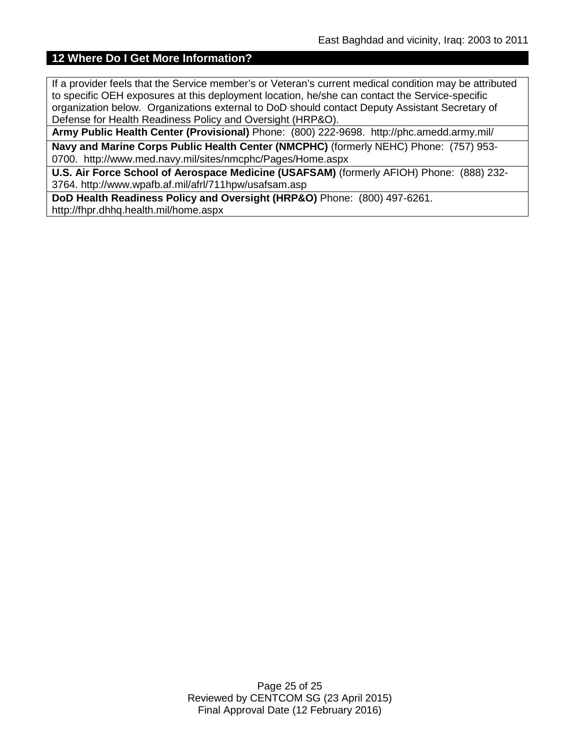## 12 Where Do I Get More Information?

| |
|---|
| If a provider feels that the Service member's or Veteran's current medical condition may be attributed to specific OEH exposures at this deployment location, he/she can contact the Service-specific organization below. Organizations external to DoD should contact Deputy Assistant Secretary of Defense for Health Readiness Policy and Oversight (HRP&O). |
| **Army Public Health Center (Provisional)** Phone: (800) 222-9698. http://phc.amedd.army.mil/ |
| **Navy and Marine Corps Public Health Center (NMCPHC)** (formerly NEHC) Phone: (757) 953-0700. http://www.med.navy.mil/sites/nmcphc/Pages/Home.aspx |
| **U.S. Air Force School of Aerospace Medicine (USAFSAM)** (formerly AFIOH) Phone: (888) 232-3764. http://www.wpafb.af.mil/afrl/711hpw/usafsam.asp |
| **DoD Health Readiness Policy and Oversight (HRP&O)** Phone: (800) 497-6261. http://fhpr.dhhq.health.mil/home.aspx |

Reviewed by CENTCOM SG (23 April 2015)
Final Approval Date (12 February 2016)